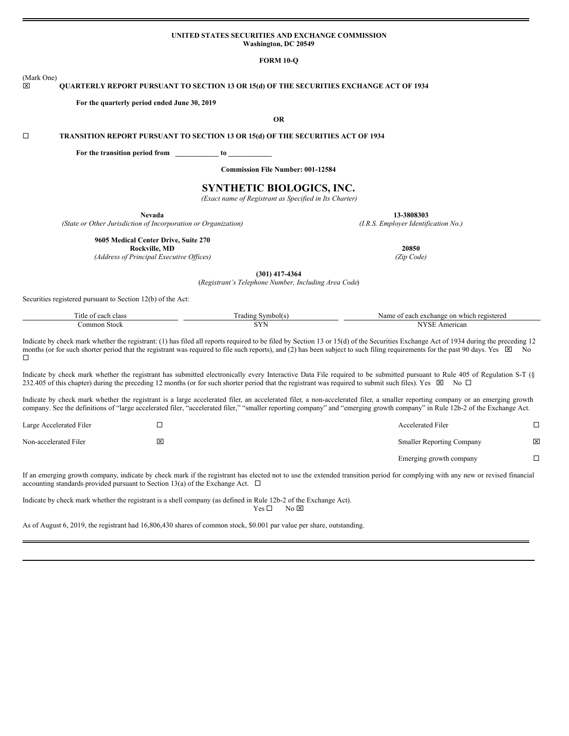**UNITED STATES SECURITIES AND EXCHANGE COMMISSION**
**Washington, DC 20549**

**FORM 10-Q**

(Mark One)

☒ **QUARTERLY REPORT PURSUANT TO SECTION 13 OR 15(d) OF THE SECURITIES EXCHANGE ACT OF 1934**

**For the quarterly period ended June 30, 2019**

**OR**

☐ **TRANSITION REPORT PURSUANT TO SECTION 13 OR 15(d) OF THE SECURITIES ACT OF 1934**

**For the transition period from \_\_\_\_\_\_\_\_\_\_\_\_ to \_\_\_\_\_\_\_\_\_\_\_\_**

**Commission File Number: 001-12584**

# SYNTHETIC BIOLOGICS, INC.

*(Exact name of Registrant as Specified in Its Charter)*

| **Nevada** | **13-3808303** |
|---|---|
| *(State or Other Jurisdiction of Incorporation or Organization)* | *(I.R.S. Employer Identification No.)* |
| **9605 Medical Center Drive, Suite 270** **Rockville, MD** | **20850** |
| *(Address of Principal Executive Offices)* | *(Zip Code)* |

**(301) 417-4364**
(*Registrant's Telephone Number, Including Area Code*)

Securities registered pursuant to Section 12(b) of the Act:

| Title of each class | Trading Symbol(s) | Name of each exchange on which registered |
|---|---|---|
| Common Stock | SYN | NYSE American |

Indicate by check mark whether the registrant: (1) has filed all reports required to be filed by Section 13 or 15(d) of the Securities Exchange Act of 1934 during the preceding 12 months (or for such shorter period that the registrant was required to file such reports), and (2) has been subject to such filing requirements for the past 90 days. Yes ☒ No ☐

Indicate by check mark whether the registrant has submitted electronically every Interactive Data File required to be submitted pursuant to Rule 405 of Regulation S-T (§ 232.405 of this chapter) during the preceding 12 months (or for such shorter period that the registrant was required to submit such files). Yes ☒ No ☐

Indicate by check mark whether the registrant is a large accelerated filer, an accelerated filer, a non-accelerated filer, a smaller reporting company or an emerging growth company. See the definitions of "large accelerated filer, "accelerated filer," "smaller reporting company" and "emerging growth company" in Rule 12b-2 of the Exchange Act.

| | | | |
|---|---|---|---|
| Large Accelerated Filer | ☐ | Accelerated Filer | ☐ |
| Non-accelerated Filer | ☒ | Smaller Reporting Company | ☒ |
| | | Emerging growth company | ☐ |

If an emerging growth company, indicate by check mark if the registrant has elected not to use the extended transition period for complying with any new or revised financial accounting standards provided pursuant to Section 13(a) of the Exchange Act. ☐

Indicate by check mark whether the registrant is a shell company (as defined in Rule 12b-2 of the Exchange Act).
Yes ☐ No ☒

As of August 6, 2019, the registrant had 16,806,430 shares of common stock, $0.001 par value per share, outstanding.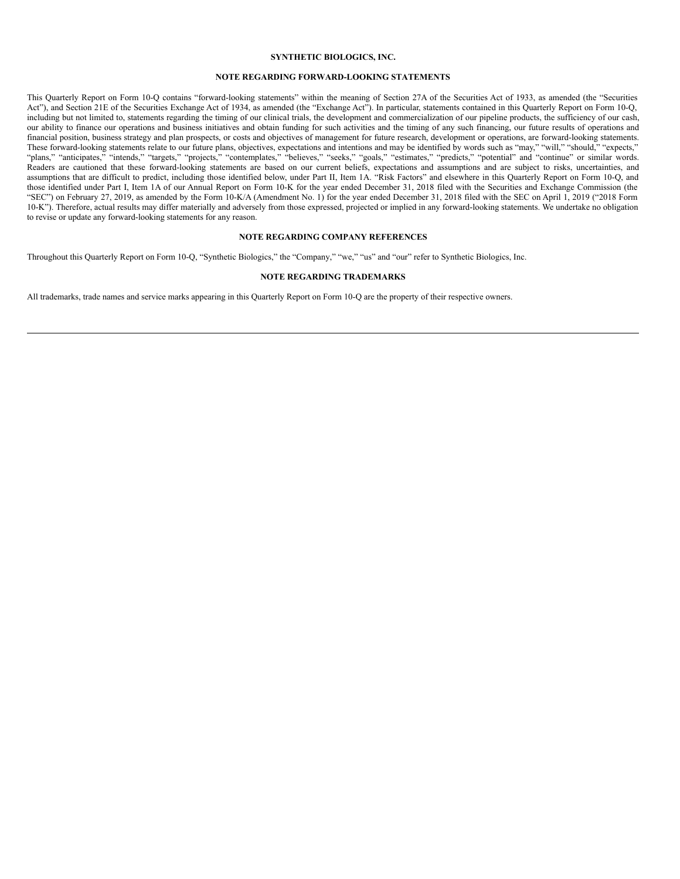**SYNTHETIC BIOLOGICS, INC.**

**NOTE REGARDING FORWARD-LOOKING STATEMENTS**

This Quarterly Report on Form 10-Q contains "forward-looking statements" within the meaning of Section 27A of the Securities Act of 1933, as amended (the "Securities Act"), and Section 21E of the Securities Exchange Act of 1934, as amended (the "Exchange Act"). In particular, statements contained in this Quarterly Report on Form 10-Q, including but not limited to, statements regarding the timing of our clinical trials, the development and commercialization of our pipeline products, the sufficiency of our cash, our ability to finance our operations and business initiatives and obtain funding for such activities and the timing of any such financing, our future results of operations and financial position, business strategy and plan prospects, or costs and objectives of management for future research, development or operations, are forward-looking statements. These forward-looking statements relate to our future plans, objectives, expectations and intentions and may be identified by words such as "may," "will," "should," "expects," "plans," "anticipates," "intends," "targets," "projects," "contemplates," "believes," "seeks," "goals," "estimates," "predicts," "potential" and "continue" or similar words. Readers are cautioned that these forward-looking statements are based on our current beliefs, expectations and assumptions and are subject to risks, uncertainties, and assumptions that are difficult to predict, including those identified below, under Part II, Item 1A. "Risk Factors" and elsewhere in this Quarterly Report on Form 10-Q, and those identified under Part I, Item 1A of our Annual Report on Form 10-K for the year ended December 31, 2018 filed with the Securities and Exchange Commission (the "SEC") on February 27, 2019, as amended by the Form 10-K/A (Amendment No. 1) for the year ended December 31, 2018 filed with the SEC on April 1, 2019 ("2018 Form 10-K"). Therefore, actual results may differ materially and adversely from those expressed, projected or implied in any forward-looking statements. We undertake no obligation to revise or update any forward-looking statements for any reason.

**NOTE REGARDING COMPANY REFERENCES**

Throughout this Quarterly Report on Form 10-Q, "Synthetic Biologics," the "Company," "we," "us" and "our" refer to Synthetic Biologics, Inc.

**NOTE REGARDING TRADEMARKS**

All trademarks, trade names and service marks appearing in this Quarterly Report on Form 10-Q are the property of their respective owners.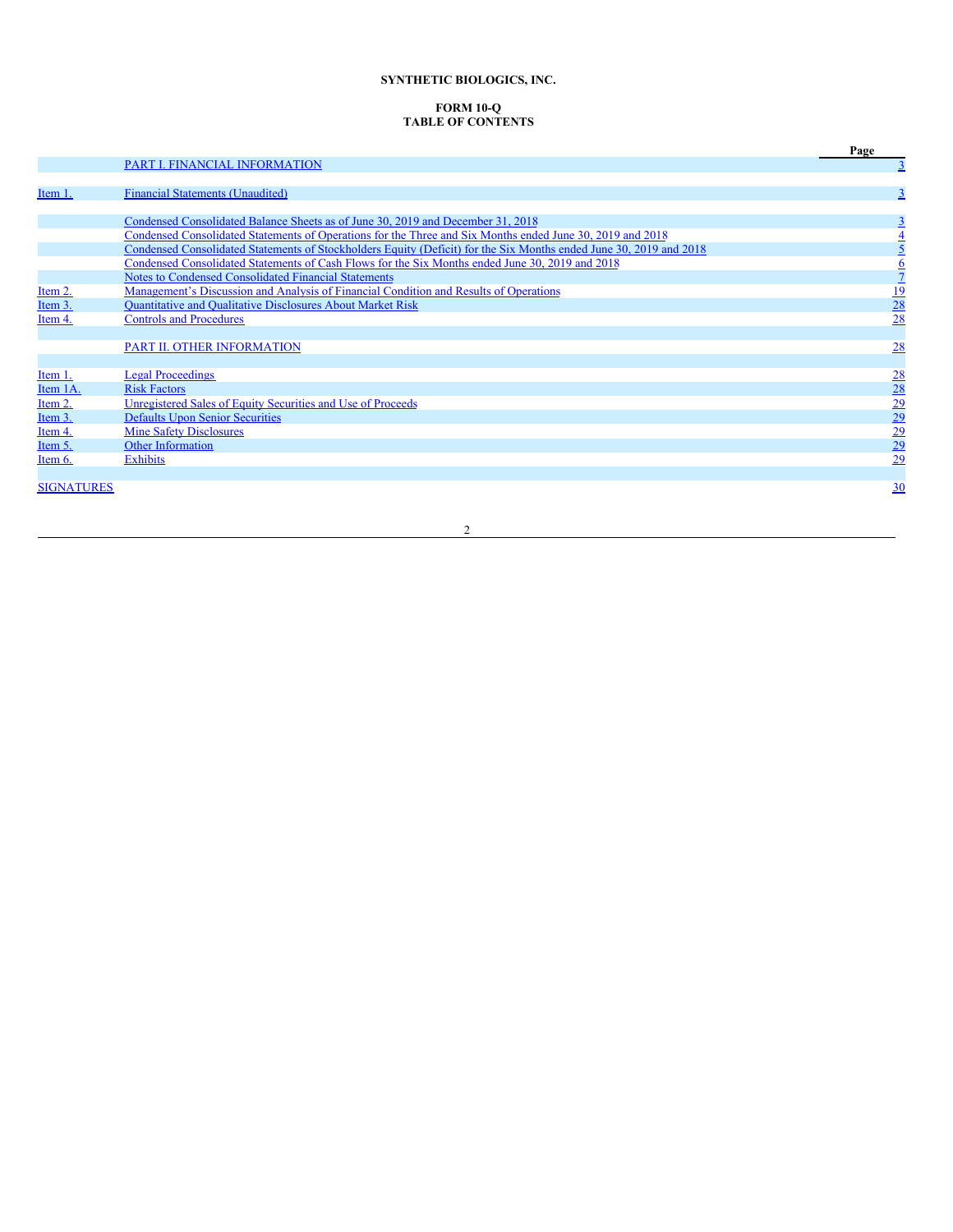**SYNTHETIC BIOLOGICS, INC.**

**FORM 10-Q**
**TABLE OF CONTENTS**

| | | Page |
|---|---|---|
| | PART I. FINANCIAL INFORMATION | 3 |
| Item 1. | Financial Statements (Unaudited) | 3 |
| | Condensed Consolidated Balance Sheets as of June 30, 2019 and December 31, 2018 | 3 |
| | Condensed Consolidated Statements of Operations for the Three and Six Months ended June 30, 2019 and 2018 | 4 |
| | Condensed Consolidated Statements of Stockholders Equity (Deficit) for the Six Months ended June 30, 2019 and 2018 | 5 |
| | Condensed Consolidated Statements of Cash Flows for the Six Months ended June 30, 2019 and 2018 | 6 |
| | Notes to Condensed Consolidated Financial Statements | 7 |
| Item 2. | Management's Discussion and Analysis of Financial Condition and Results of Operations | 19 |
| Item 3. | Quantitative and Qualitative Disclosures About Market Risk | 28 |
| Item 4. | Controls and Procedures | 28 |
| | PART II. OTHER INFORMATION | 28 |
| Item 1. | Legal Proceedings | 28 |
| Item 1A. | Risk Factors | 28 |
| Item 2. | Unregistered Sales of Equity Securities and Use of Proceeds | 29 |
| Item 3. | Defaults Upon Senior Securities | 29 |
| Item 4. | Mine Safety Disclosures | 29 |
| Item 5. | Other Information | 29 |
| Item 6. | Exhibits | 29 |
| SIGNATURES | | 30 |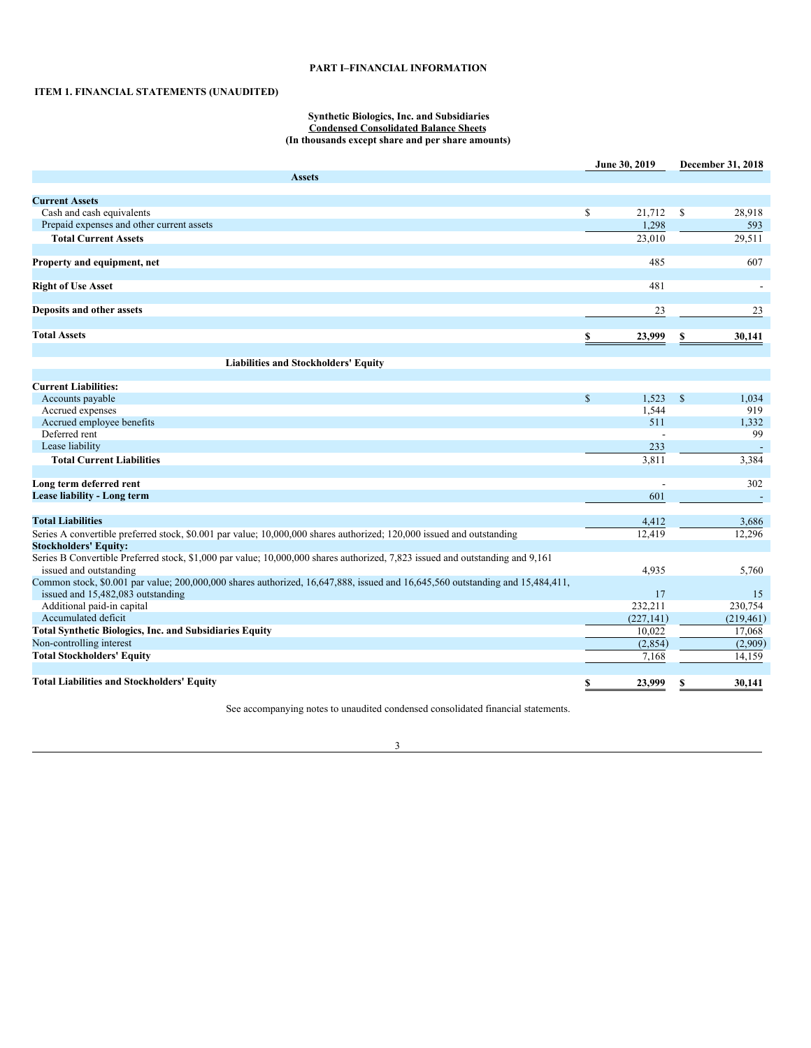## PART I–FINANCIAL INFORMATION

### ITEM 1. FINANCIAL STATEMENTS (UNAUDITED)

**Synthetic Biologics, Inc. and Subsidiaries**
**Condensed Consolidated Balance Sheets**
**(In thousands except share and per share amounts)**

| | June 30, 2019 | December 31, 2018 |
|---|---|---|
| **Assets** | | |
| **Current Assets** | | |
| Cash and cash equivalents | $ 21,712 | $ 28,918 |
| Prepaid expenses and other current assets | 1,298 | 593 |
| **Total Current Assets** | 23,010 | 29,511 |
| **Property and equipment, net** | 485 | 607 |
| **Right of Use Asset** | 481 | - |
| **Deposits and other assets** | 23 | 23 |
| **Total Assets** | **$ 23,999** | **$ 30,141** |
| **Liabilities and Stockholders' Equity** | | |
| **Current Liabilities:** | | |
| Accounts payable | $ 1,523 | $ 1,034 |
| Accrued expenses | 1,544 | 919 |
| Accrued employee benefits | 511 | 1,332 |
| Deferred rent | - | 99 |
| Lease liability | 233 | - |
| **Total Current Liabilities** | 3,811 | 3,384 |
| **Long term deferred rent** | - | 302 |
| **Lease liability - Long term** | 601 | - |
| **Total Liabilities** | 4,412 | 3,686 |
| Series A convertible preferred stock, $0.001 par value; 10,000,000 shares authorized; 120,000 issued and outstanding | 12,419 | 12,296 |
| **Stockholders' Equity:** | | |
| Series B Convertible Preferred stock, $1,000 par value; 10,000,000 shares authorized, 7,823 issued and outstanding and 9,161 issued and outstanding | 4,935 | 5,760 |
| Common stock, $0.001 par value; 200,000,000 shares authorized, 16,647,888, issued and 16,645,560 outstanding and 15,484,411, issued and 15,482,083 outstanding | 17 | 15 |
| Additional paid-in capital | 232,211 | 230,754 |
| Accumulated deficit | (227,141) | (219,461) |
| **Total Synthetic Biologics, Inc. and Subsidiaries Equity** | 10,022 | 17,068 |
| Non-controlling interest | (2,854) | (2,909) |
| **Total Stockholders' Equity** | 7,168 | 14,159 |
| **Total Liabilities and Stockholders' Equity** | **$ 23,999** | **$ 30,141** |

See accompanying notes to unaudited condensed consolidated financial statements.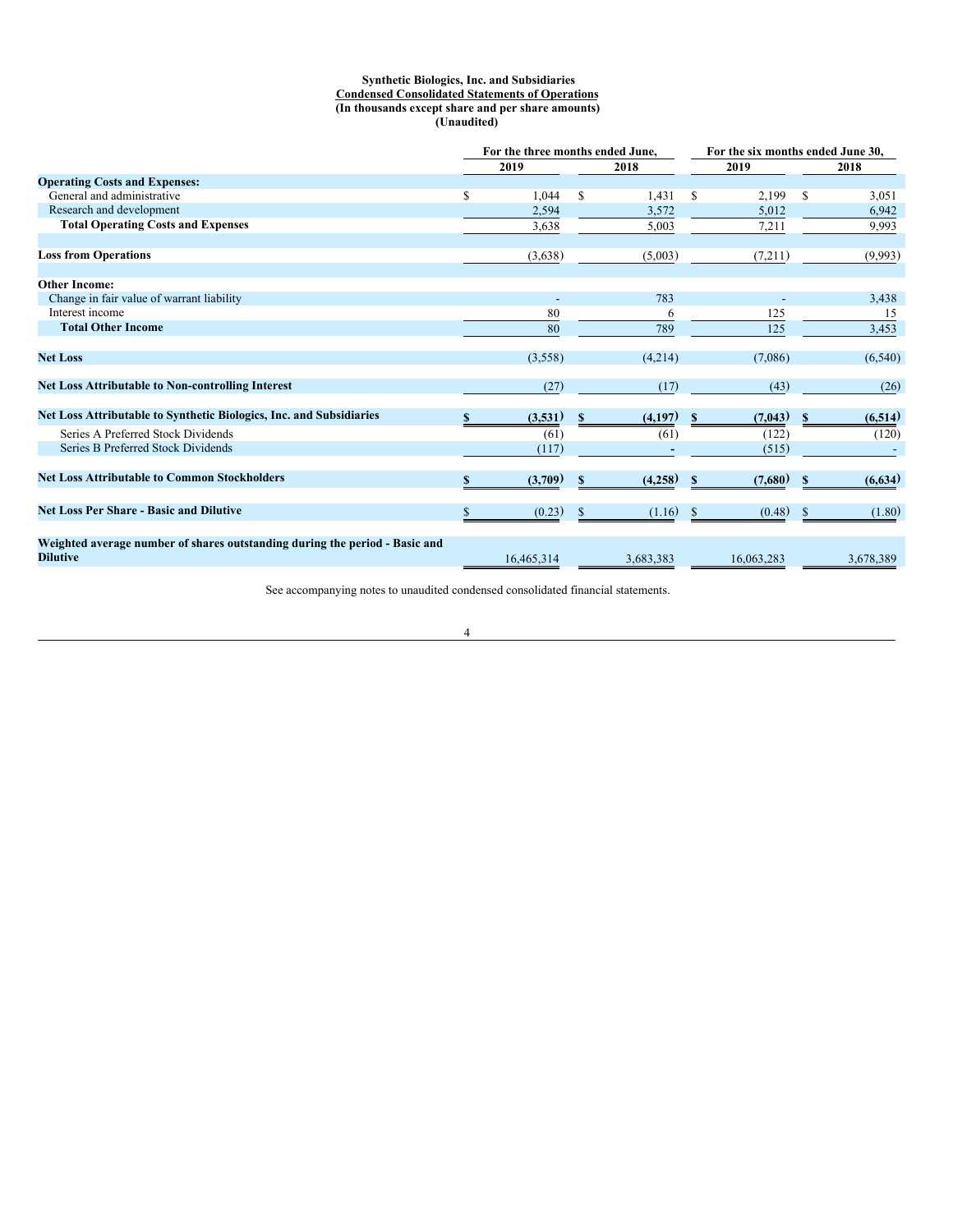**Synthetic Biologics, Inc. and Subsidiaries**
**Condensed Consolidated Statements of Operations**
**(In thousands except share and per share amounts)**
**(Unaudited)**

| | For the three months ended June, | | For the six months ended June 30, | |
|---|---|---|---|---|
| | 2019 | 2018 | 2019 | 2018 |
| **Operating Costs and Expenses:** | | | | |
| General and administrative | $ 1,044 | $ 1,431 | $ 2,199 | $ 3,051 |
| Research and development | 2,594 | 3,572 | 5,012 | 6,942 |
| **Total Operating Costs and Expenses** | 3,638 | 5,003 | 7,211 | 9,993 |
| | | | | |
| **Loss from Operations** | (3,638) | (5,003) | (7,211) | (9,993) |
| | | | | |
| **Other Income:** | | | | |
| Change in fair value of warrant liability | - | 783 | - | 3,438 |
| Interest income | 80 | 6 | 125 | 15 |
| **Total Other Income** | 80 | 789 | 125 | 3,453 |
| | | | | |
| **Net Loss** | (3,558) | (4,214) | (7,086) | (6,540) |
| | | | | |
| **Net Loss Attributable to Non-controlling Interest** | (27) | (17) | (43) | (26) |
| | | | | |
| **Net Loss Attributable to Synthetic Biologics, Inc. and Subsidiaries** | **$ (3,531)** | **$ (4,197)** | **$ (7,043)** | **$ (6,514)** |
| Series A Preferred Stock Dividends | (61) | (61) | (122) | (120) |
| Series B Preferred Stock Dividends | (117) | - | (515) | - |
| | | | | |
| **Net Loss Attributable to Common Stockholders** | **$ (3,709)** | **$ (4,258)** | **$ (7,680)** | **$ (6,634)** |
| | | | | |
| **Net Loss Per Share - Basic and Dilutive** | $ (0.23) | $ (1.16) | $ (0.48) | $ (1.80) |
| | | | | |
| **Weighted average number of shares outstanding during the period - Basic and Dilutive** | 16,465,314 | 3,683,383 | 16,063,283 | 3,678,389 |

See accompanying notes to unaudited condensed consolidated financial statements.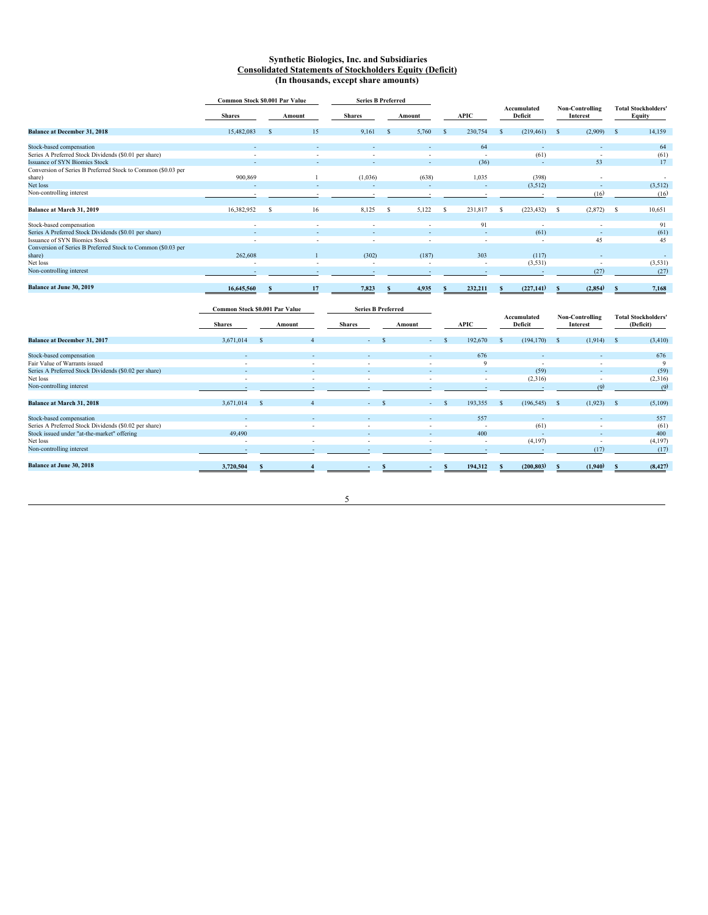# Synthetic Biologics, Inc. and Subsidiaries
## Consolidated Statements of Stockholders Equity (Deficit)
### (In thousands, except share amounts)

| | Common Stock $0.001 Par Value | | Series B Preferred | | | | | |
|---|---|---|---|---|---|---|---|---|
| | Shares | Amount | Shares | Amount | APIC | Accumulated Deficit | Non-Controlling Interest | Total Stockholders' Equity |
| **Balance at December 31, 2018** | 15,482,083 | $ 15 | 9,161 | $ 5,760 | $ 230,754 | $ (219,461) | $ (2,909) | $ 14,159 |
| Stock-based compensation | - | - | - | - | 64 | - | - | 64 |
| Series A Preferred Stock Dividends ($0.01 per share) | - | - | - | - | - | (61) | - | (61) |
| Issuance of SYN Biomics Stock | - | - | - | - | (36) | - | 53 | 17 |
| Conversion of Series B Preferred Stock to Common ($0.03 per share) | 900,869 | 1 | (1,036) | (638) | 1,035 | (398) | - | - |
| Net loss | - | - | - | - | - | (3,512) | - | (3,512) |
| Non-controlling interest | - | - | - | - | - | - | (16) | (16) |
| **Balance at March 31, 2019** | 16,382,952 | $ 16 | 8,125 | $ 5,122 | $ 231,817 | $ (223,432) | $ (2,872) | $ 10,651 |
| Stock-based compensation | - | - | - | - | 91 | - | - | 91 |
| Series A Preferred Stock Dividends ($0.01 per share) | - | - | - | - | - | (61) | - | (61) |
| Issuance of SYN Biomics Stock | - | - | - | - | - | - | 45 | 45 |
| Conversion of Series B Preferred Stock to Common ($0.03 per share) | 262,608 | 1 | (302) | (187) | 303 | (117) | - | - |
| Net loss | - | - | - | - | - | (3,531) | - | (3,531) |
| Non-controlling interest | - | - | - | - | - | - | (27) | (27) |
| **Balance at June 30, 2019** | **16,645,560** | **$ 17** | **7,823** | **$ 4,935** | **$ 232,211** | **$ (227,141)** | **$ (2,854)** | **$ 7,168** |

| | Common Stock $0.001 Par Value | | Series B Preferred | | | | | |
|---|---|---|---|---|---|---|---|---|
| | Shares | Amount | Shares | Amount | APIC | Accumulated Deficit | Non-Controlling Interest | Total Stockholders' (Deficit) |
| **Balance at December 31, 2017** | 3,671,014 | $ 4 | - | $ - | $ 192,670 | $ (194,170) | $ (1,914) | $ (3,410) |
| Stock-based compensation | - | - | - | - | 676 | - | - | 676 |
| Fair Value of Warrants issued | - | - | - | - | 9 | - | - | 9 |
| Series A Preferred Stock Dividends ($0.02 per share) | - | - | - | - | - | (59) | - | (59) |
| Net loss | - | - | - | - | - | (2,316) | - | (2,316) |
| Non-controlling interest | - | - | - | - | - | - | (9) | (9) |
| **Balance at March 31, 2018** | 3,671,014 | $ 4 | - | $ - | $ 193,355 | $ (196,545) | $ (1,923) | $ (5,109) |
| Stock-based compensation | - | - | - | - | 557 | - | - | 557 |
| Series A Preferred Stock Dividends ($0.02 per share) | - | - | - | - | - | (61) | - | (61) |
| Stock issued under "at-the-market" offering | 49,490 | - | - | - | 400 | - | - | 400 |
| Net loss | - | - | - | - | - | (4,197) | - | (4,197) |
| Non-controlling interest | - | - | - | - | - | - | (17) | (17) |
| **Balance at June 30, 2018** | **3,720,504** | **$ 4** | **-** | **$ -** | **$ 194,312** | **$ (200,803)** | **$ (1,940)** | **$ (8,427)** |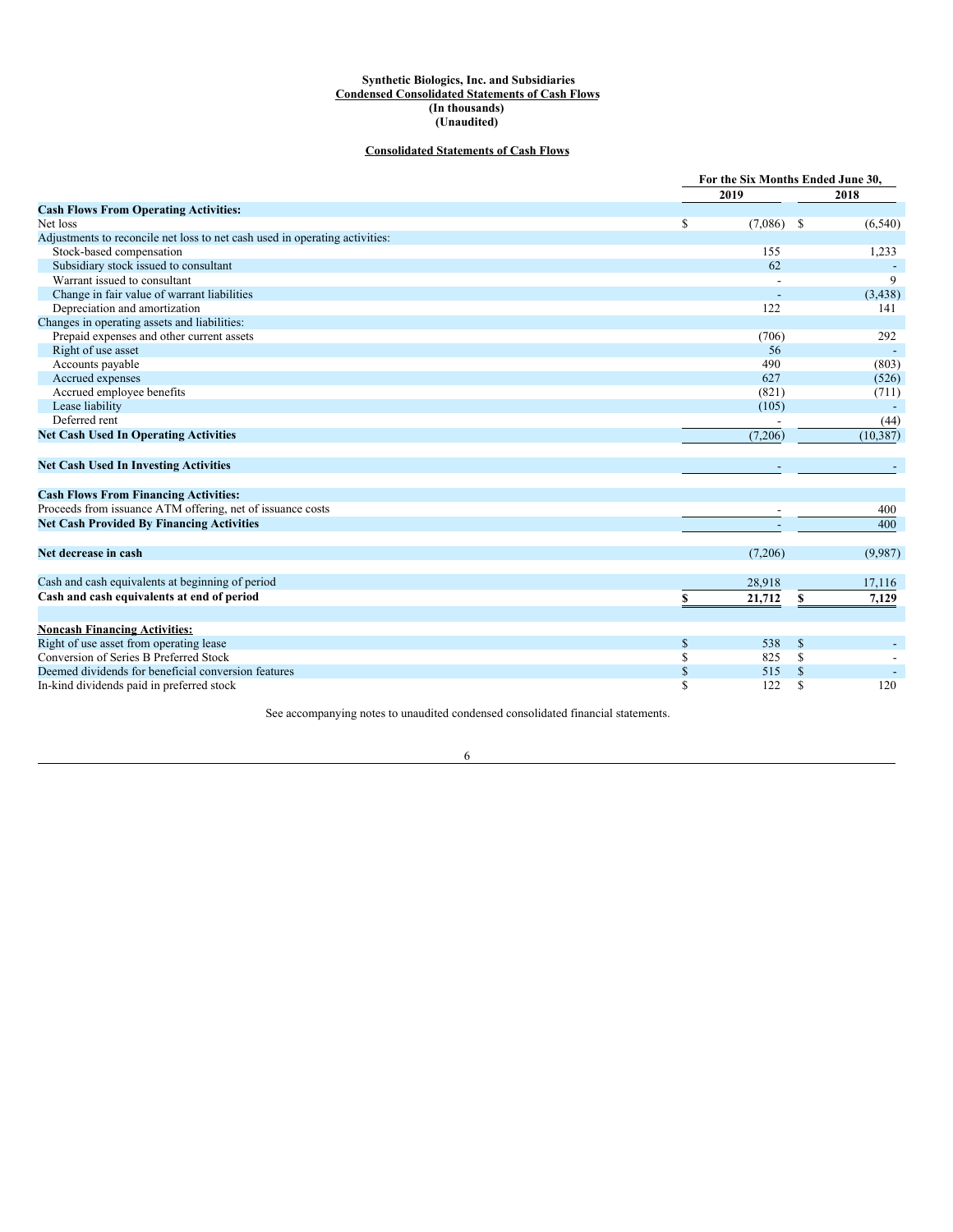**Synthetic Biologics, Inc. and Subsidiaries**
**Condensed Consolidated Statements of Cash Flows**
**(In thousands)**
**(Unaudited)**

**Consolidated Statements of Cash Flows**

| | For the Six Months Ended June 30, | |
|---|---|---|
| | 2019 | 2018 |
| **Cash Flows From Operating Activities:** | | |
| Net loss | $ (7,086) | $ (6,540) |
| Adjustments to reconcile net loss to net cash used in operating activities: | | |
| Stock-based compensation | 155 | 1,233 |
| Subsidiary stock issued to consultant | 62 | - |
| Warrant issued to consultant | - | 9 |
| Change in fair value of warrant liabilities | - | (3,438) |
| Depreciation and amortization | 122 | 141 |
| Changes in operating assets and liabilities: | | |
| Prepaid expenses and other current assets | (706) | 292 |
| Right of use asset | 56 | - |
| Accounts payable | 490 | (803) |
| Accrued expenses | 627 | (526) |
| Accrued employee benefits | (821) | (711) |
| Lease liability | (105) | - |
| Deferred rent | - | (44) |
| **Net Cash Used In Operating Activities** | (7,206) | (10,387) |
| **Net Cash Used In Investing Activities** | - | - |
| **Cash Flows From Financing Activities:** | | |
| Proceeds from issuance ATM offering, net of issuance costs | - | 400 |
| **Net Cash Provided By Financing Activities** | - | 400 |
| **Net decrease in cash** | (7,206) | (9,987) |
| Cash and cash equivalents at beginning of period | 28,918 | 17,116 |
| **Cash and cash equivalents at end of period** | **$ 21,712** | **$ 7,129** |
| **Noncash Financing Activities:** | | |
| Right of use asset from operating lease | $ 538 | $ - |
| Conversion of Series B Preferred Stock | $ 825 | $ - |
| Deemed dividends for beneficial conversion features | $ 515 | $ - |
| In-kind dividends paid in preferred stock | $ 122 | $ 120 |

See accompanying notes to unaudited condensed consolidated financial statements.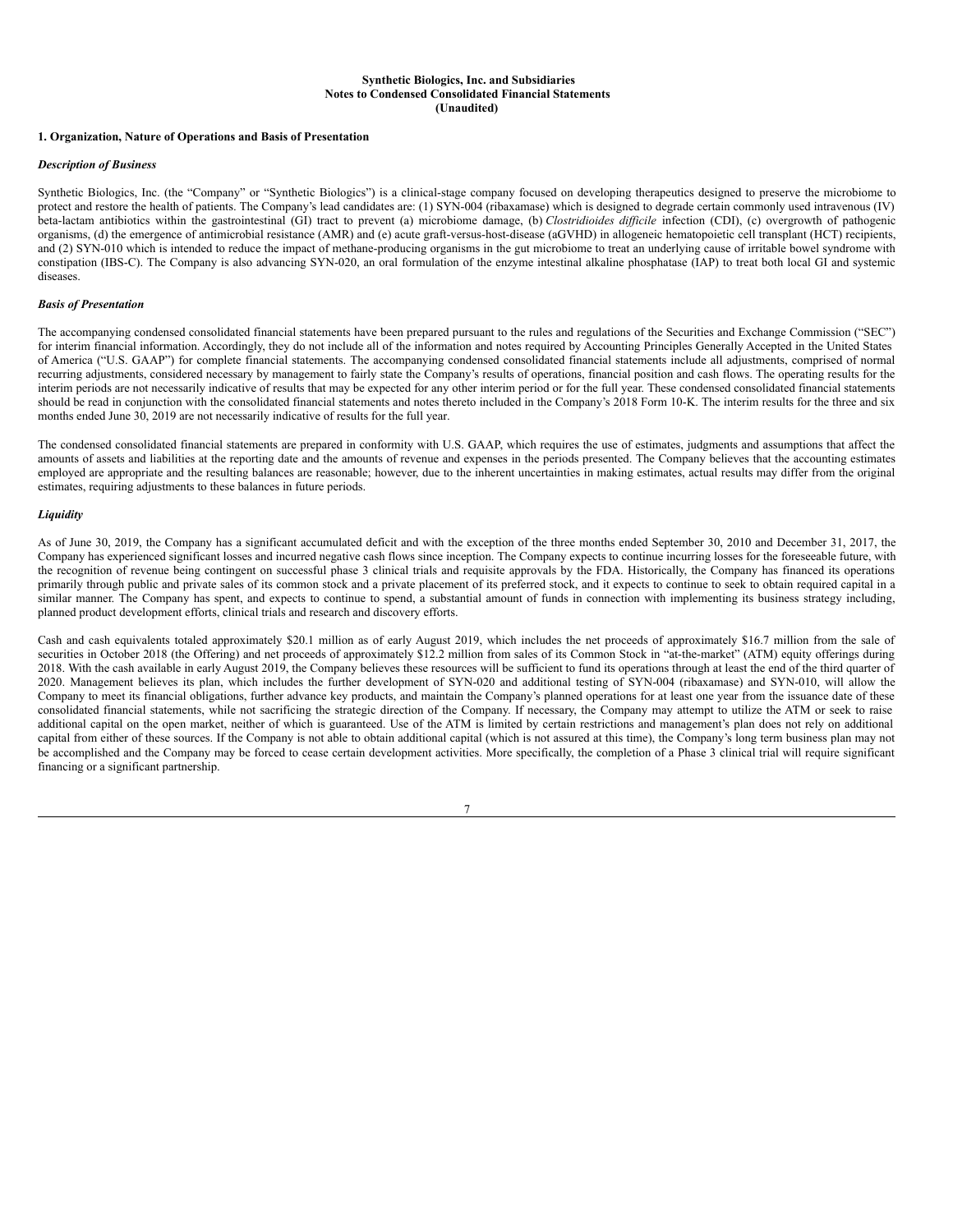**Synthetic Biologics, Inc. and Subsidiaries**
**Notes to Condensed Consolidated Financial Statements**
**(Unaudited)**

**1. Organization, Nature of Operations and Basis of Presentation**

***Description of Business***

Synthetic Biologics, Inc. (the "Company" or "Synthetic Biologics") is a clinical-stage company focused on developing therapeutics designed to preserve the microbiome to protect and restore the health of patients. The Company's lead candidates are: (1) SYN-004 (ribaxamase) which is designed to degrade certain commonly used intravenous (IV) beta-lactam antibiotics within the gastrointestinal (GI) tract to prevent (a) microbiome damage, (b) *Clostridioides difficile* infection (CDI), (c) overgrowth of pathogenic organisms, (d) the emergence of antimicrobial resistance (AMR) and (e) acute graft-versus-host-disease (aGVHD) in allogeneic hematopoietic cell transplant (HCT) recipients, and (2) SYN-010 which is intended to reduce the impact of methane-producing organisms in the gut microbiome to treat an underlying cause of irritable bowel syndrome with constipation (IBS-C). The Company is also advancing SYN-020, an oral formulation of the enzyme intestinal alkaline phosphatase (IAP) to treat both local GI and systemic diseases.

***Basis of Presentation***

The accompanying condensed consolidated financial statements have been prepared pursuant to the rules and regulations of the Securities and Exchange Commission ("SEC") for interim financial information. Accordingly, they do not include all of the information and notes required by Accounting Principles Generally Accepted in the United States of America ("U.S. GAAP") for complete financial statements. The accompanying condensed consolidated financial statements include all adjustments, comprised of normal recurring adjustments, considered necessary by management to fairly state the Company's results of operations, financial position and cash flows. The operating results for the interim periods are not necessarily indicative of results that may be expected for any other interim period or for the full year. These condensed consolidated financial statements should be read in conjunction with the consolidated financial statements and notes thereto included in the Company's 2018 Form 10-K. The interim results for the three and six months ended June 30, 2019 are not necessarily indicative of results for the full year.

The condensed consolidated financial statements are prepared in conformity with U.S. GAAP, which requires the use of estimates, judgments and assumptions that affect the amounts of assets and liabilities at the reporting date and the amounts of revenue and expenses in the periods presented. The Company believes that the accounting estimates employed are appropriate and the resulting balances are reasonable; however, due to the inherent uncertainties in making estimates, actual results may differ from the original estimates, requiring adjustments to these balances in future periods.

***Liquidity***

As of June 30, 2019, the Company has a significant accumulated deficit and with the exception of the three months ended September 30, 2010 and December 31, 2017, the Company has experienced significant losses and incurred negative cash flows since inception. The Company expects to continue incurring losses for the foreseeable future, with the recognition of revenue being contingent on successful phase 3 clinical trials and requisite approvals by the FDA. Historically, the Company has financed its operations primarily through public and private sales of its common stock and a private placement of its preferred stock, and it expects to continue to seek to obtain required capital in a similar manner. The Company has spent, and expects to continue to spend, a substantial amount of funds in connection with implementing its business strategy including, planned product development efforts, clinical trials and research and discovery efforts.

Cash and cash equivalents totaled approximately $20.1 million as of early August 2019, which includes the net proceeds of approximately $16.7 million from the sale of securities in October 2018 (the Offering) and net proceeds of approximately $12.2 million from sales of its Common Stock in "at-the-market" (ATM) equity offerings during 2018. With the cash available in early August 2019, the Company believes these resources will be sufficient to fund its operations through at least the end of the third quarter of 2020. Management believes its plan, which includes the further development of SYN-020 and additional testing of SYN-004 (ribaxamase) and SYN-010, will allow the Company to meet its financial obligations, further advance key products, and maintain the Company's planned operations for at least one year from the issuance date of these consolidated financial statements, while not sacrificing the strategic direction of the Company. If necessary, the Company may attempt to utilize the ATM or seek to raise additional capital on the open market, neither of which is guaranteed. Use of the ATM is limited by certain restrictions and management's plan does not rely on additional capital from either of these sources. If the Company is not able to obtain additional capital (which is not assured at this time), the Company's long term business plan may not be accomplished and the Company may be forced to cease certain development activities. More specifically, the completion of a Phase 3 clinical trial will require significant financing or a significant partnership.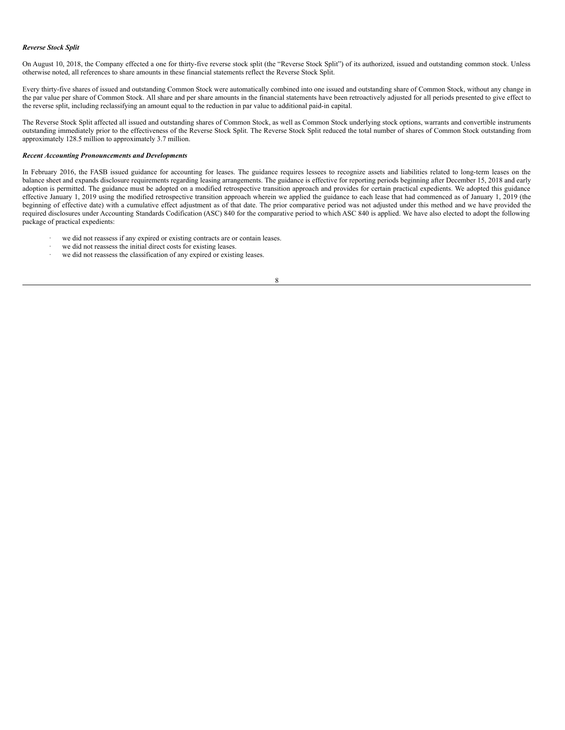***Reverse Stock Split***

On August 10, 2018, the Company effected a one for thirty-five reverse stock split (the "Reverse Stock Split") of its authorized, issued and outstanding common stock. Unless otherwise noted, all references to share amounts in these financial statements reflect the Reverse Stock Split.

Every thirty-five shares of issued and outstanding Common Stock were automatically combined into one issued and outstanding share of Common Stock, without any change in the par value per share of Common Stock. All share and per share amounts in the financial statements have been retroactively adjusted for all periods presented to give effect to the reverse split, including reclassifying an amount equal to the reduction in par value to additional paid-in capital.

The Reverse Stock Split affected all issued and outstanding shares of Common Stock, as well as Common Stock underlying stock options, warrants and convertible instruments outstanding immediately prior to the effectiveness of the Reverse Stock Split. The Reverse Stock Split reduced the total number of shares of Common Stock outstanding from approximately 128.5 million to approximately 3.7 million.

***Recent Accounting Pronouncements and Developments***

In February 2016, the FASB issued guidance for accounting for leases. The guidance requires lessees to recognize assets and liabilities related to long-term leases on the balance sheet and expands disclosure requirements regarding leasing arrangements. The guidance is effective for reporting periods beginning after December 15, 2018 and early adoption is permitted. The guidance must be adopted on a modified retrospective transition approach and provides for certain practical expedients. We adopted this guidance effective January 1, 2019 using the modified retrospective transition approach wherein we applied the guidance to each lease that had commenced as of January 1, 2019 (the beginning of effective date) with a cumulative effect adjustment as of that date. The prior comparative period was not adjusted under this method and we have provided the required disclosures under Accounting Standards Codification (ASC) 840 for the comparative period to which ASC 840 is applied. We have also elected to adopt the following package of practical expedients:

- we did not reassess if any expired or existing contracts are or contain leases.
- we did not reassess the initial direct costs for existing leases.
- we did not reassess the classification of any expired or existing leases.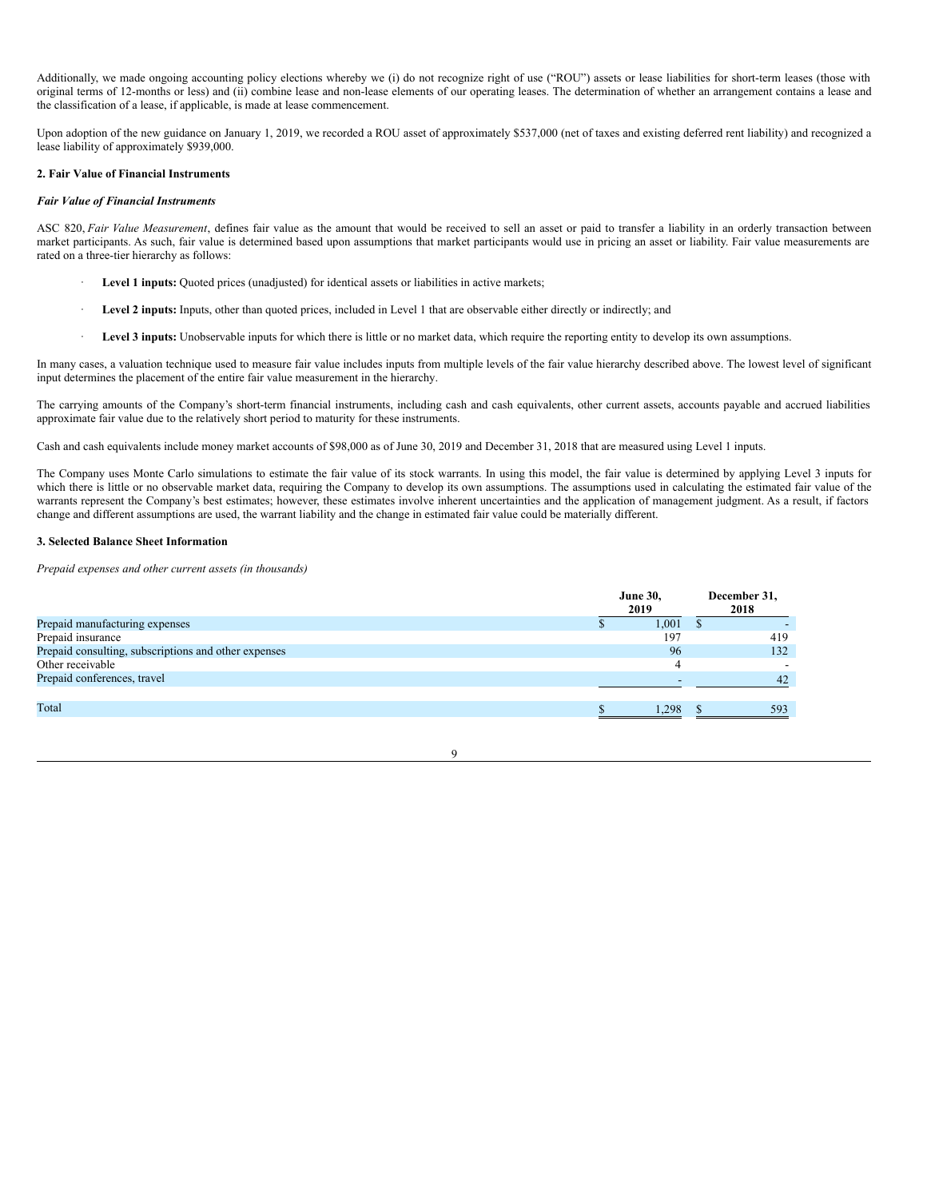Additionally, we made ongoing accounting policy elections whereby we (i) do not recognize right of use ("ROU") assets or lease liabilities for short-term leases (those with original terms of 12-months or less) and (ii) combine lease and non-lease elements of our operating leases. The determination of whether an arrangement contains a lease and the classification of a lease, if applicable, is made at lease commencement.

Upon adoption of the new guidance on January 1, 2019, we recorded a ROU asset of approximately $537,000 (net of taxes and existing deferred rent liability) and recognized a lease liability of approximately $939,000.

**2. Fair Value of Financial Instruments**

***Fair Value of Financial Instruments***

ASC 820, *Fair Value Measurement*, defines fair value as the amount that would be received to sell an asset or paid to transfer a liability in an orderly transaction between market participants. As such, fair value is determined based upon assumptions that market participants would use in pricing an asset or liability. Fair value measurements are rated on a three-tier hierarchy as follows:

- **Level 1 inputs:** Quoted prices (unadjusted) for identical assets or liabilities in active markets;
- **Level 2 inputs:** Inputs, other than quoted prices, included in Level 1 that are observable either directly or indirectly; and
- **Level 3 inputs:** Unobservable inputs for which there is little or no market data, which require the reporting entity to develop its own assumptions.

In many cases, a valuation technique used to measure fair value includes inputs from multiple levels of the fair value hierarchy described above. The lowest level of significant input determines the placement of the entire fair value measurement in the hierarchy.

The carrying amounts of the Company's short-term financial instruments, including cash and cash equivalents, other current assets, accounts payable and accrued liabilities approximate fair value due to the relatively short period to maturity for these instruments.

Cash and cash equivalents include money market accounts of $98,000 as of June 30, 2019 and December 31, 2018 that are measured using Level 1 inputs.

The Company uses Monte Carlo simulations to estimate the fair value of its stock warrants. In using this model, the fair value is determined by applying Level 3 inputs for which there is little or no observable market data, requiring the Company to develop its own assumptions. The assumptions used in calculating the estimated fair value of the warrants represent the Company's best estimates; however, these estimates involve inherent uncertainties and the application of management judgment. As a result, if factors change and different assumptions are used, the warrant liability and the change in estimated fair value could be materially different.

**3. Selected Balance Sheet Information**

*Prepaid expenses and other current assets (in thousands)*

| | June 30, 2019 | December 31, 2018 |
|---|---|---|
| Prepaid manufacturing expenses | $ 1,001 | $ - |
| Prepaid insurance | 197 | 419 |
| Prepaid consulting, subscriptions and other expenses | 96 | 132 |
| Other receivable | 4 | - |
| Prepaid conferences, travel | - | 42 |
| Total | $ 1,298 | $ 593 |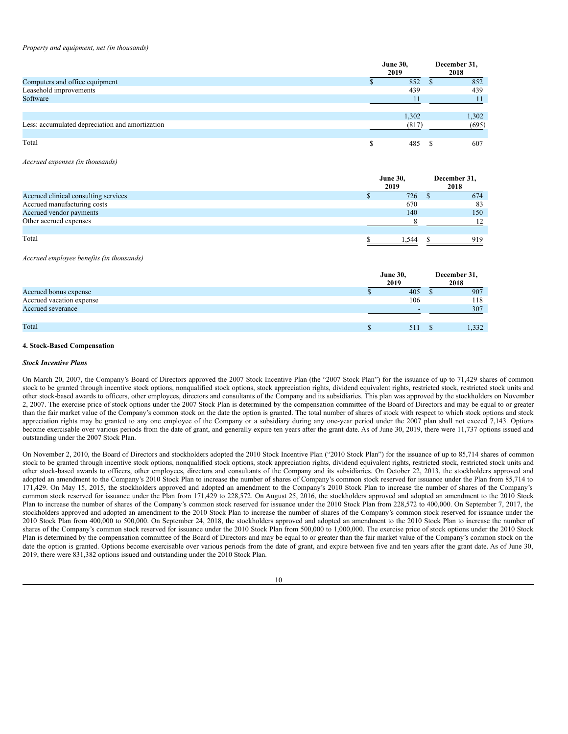*Property and equipment, net (in thousands)*

| | June 30, 2019 | December 31, 2018 |
|---|---|---|
| Computers and office equipment | $ 852 | $ 852 |
| Leasehold improvements | 439 | 439 |
| Software | 11 | 11 |
| | 1,302 | 1,302 |
| Less: accumulated depreciation and amortization | (817) | (695) |
| Total | $ 485 | $ 607 |

*Accrued expenses (in thousands)*

| | June 30, 2019 | December 31, 2018 |
|---|---|---|
| Accrued clinical consulting services | $ 726 | $ 674 |
| Accrued manufacturing costs | 670 | 83 |
| Accrued vendor payments | 140 | 150 |
| Other accrued expenses | 8 | 12 |
| Total | $ 1,544 | $ 919 |

*Accrued employee benefits (in thousands)*

| | June 30, 2019 | December 31, 2018 |
|---|---|---|
| Accrued bonus expense | $ 405 | $ 907 |
| Accrued vacation expense | 106 | 118 |
| Accrued severance | - | 307 |
| Total | $ 511 | $ 1,332 |

**4. Stock-Based Compensation**

***Stock Incentive Plans***

On March 20, 2007, the Company's Board of Directors approved the 2007 Stock Incentive Plan (the "2007 Stock Plan") for the issuance of up to 71,429 shares of common stock to be granted through incentive stock options, nonqualified stock options, stock appreciation rights, dividend equivalent rights, restricted stock, restricted stock units and other stock-based awards to officers, other employees, directors and consultants of the Company and its subsidiaries. This plan was approved by the stockholders on November 2, 2007. The exercise price of stock options under the 2007 Stock Plan is determined by the compensation committee of the Board of Directors and may be equal to or greater than the fair market value of the Company's common stock on the date the option is granted. The total number of shares of stock with respect to which stock options and stock appreciation rights may be granted to any one employee of the Company or a subsidiary during any one-year period under the 2007 plan shall not exceed 7,143. Options become exercisable over various periods from the date of grant, and generally expire ten years after the grant date. As of June 30, 2019, there were 11,737 options issued and outstanding under the 2007 Stock Plan.

On November 2, 2010, the Board of Directors and stockholders adopted the 2010 Stock Incentive Plan ("2010 Stock Plan") for the issuance of up to 85,714 shares of common stock to be granted through incentive stock options, nonqualified stock options, stock appreciation rights, dividend equivalent rights, restricted stock, restricted stock units and other stock-based awards to officers, other employees, directors and consultants of the Company and its subsidiaries. On October 22, 2013, the stockholders approved and adopted an amendment to the Company's 2010 Stock Plan to increase the number of shares of Company's common stock reserved for issuance under the Plan from 85,714 to 171,429. On May 15, 2015, the stockholders approved and adopted an amendment to the Company's 2010 Stock Plan to increase the number of shares of the Company's common stock reserved for issuance under the Plan from 171,429 to 228,572. On August 25, 2016, the stockholders approved and adopted an amendment to the 2010 Stock Plan to increase the number of shares of the Company's common stock reserved for issuance under the 2010 Stock Plan from 228,572 to 400,000. On September 7, 2017, the stockholders approved and adopted an amendment to the 2010 Stock Plan to increase the number of shares of the Company's common stock reserved for issuance under the 2010 Stock Plan from 400,000 to 500,000. On September 24, 2018, the stockholders approved and adopted an amendment to the 2010 Stock Plan to increase the number of shares of the Company's common stock reserved for issuance under the 2010 Stock Plan from 500,000 to 1,000,000. The exercise price of stock options under the 2010 Stock Plan is determined by the compensation committee of the Board of Directors and may be equal to or greater than the fair market value of the Company's common stock on the date the option is granted. Options become exercisable over various periods from the date of grant, and expire between five and ten years after the grant date. As of June 30, 2019, there were 831,382 options issued and outstanding under the 2010 Stock Plan.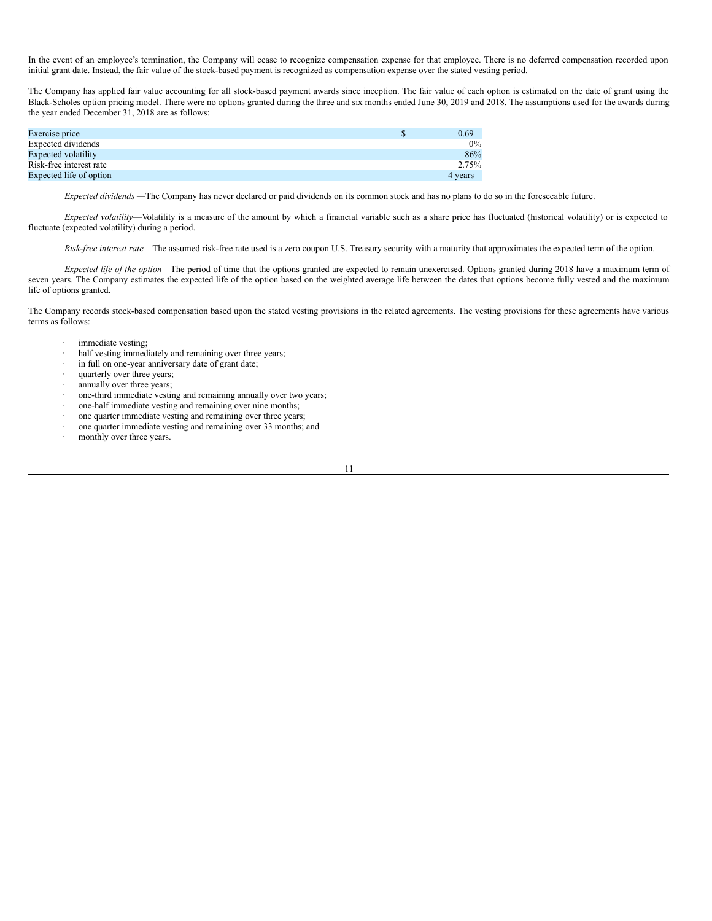In the event of an employee's termination, the Company will cease to recognize compensation expense for that employee. There is no deferred compensation recorded upon initial grant date. Instead, the fair value of the stock-based payment is recognized as compensation expense over the stated vesting period.

The Company has applied fair value accounting for all stock-based payment awards since inception. The fair value of each option is estimated on the date of grant using the Black-Scholes option pricing model. There were no options granted during the three and six months ended June 30, 2019 and 2018. The assumptions used for the awards during the year ended December 31, 2018 are as follows:

| | |
|---|---|
| Exercise price | $ 0.69 |
| Expected dividends | 0% |
| Expected volatility | 86% |
| Risk-free interest rate | 2.75% |
| Expected life of option | 4 years |

*Expected dividends* —The Company has never declared or paid dividends on its common stock and has no plans to do so in the foreseeable future.

*Expected volatility*—Volatility is a measure of the amount by which a financial variable such as a share price has fluctuated (historical volatility) or is expected to fluctuate (expected volatility) during a period.

*Risk-free interest rate*—The assumed risk-free rate used is a zero coupon U.S. Treasury security with a maturity that approximates the expected term of the option.

*Expected life of the option*—The period of time that the options granted are expected to remain unexercised. Options granted during 2018 have a maximum term of seven years. The Company estimates the expected life of the option based on the weighted average life between the dates that options become fully vested and the maximum life of options granted.

The Company records stock-based compensation based upon the stated vesting provisions in the related agreements. The vesting provisions for these agreements have various terms as follows:

- immediate vesting;
- half vesting immediately and remaining over three years;
- in full on one-year anniversary date of grant date;
- quarterly over three years;
- annually over three years;
- one-third immediate vesting and remaining annually over two years;
- one-half immediate vesting and remaining over nine months;
- one quarter immediate vesting and remaining over three years;
- one quarter immediate vesting and remaining over 33 months; and
- monthly over three years.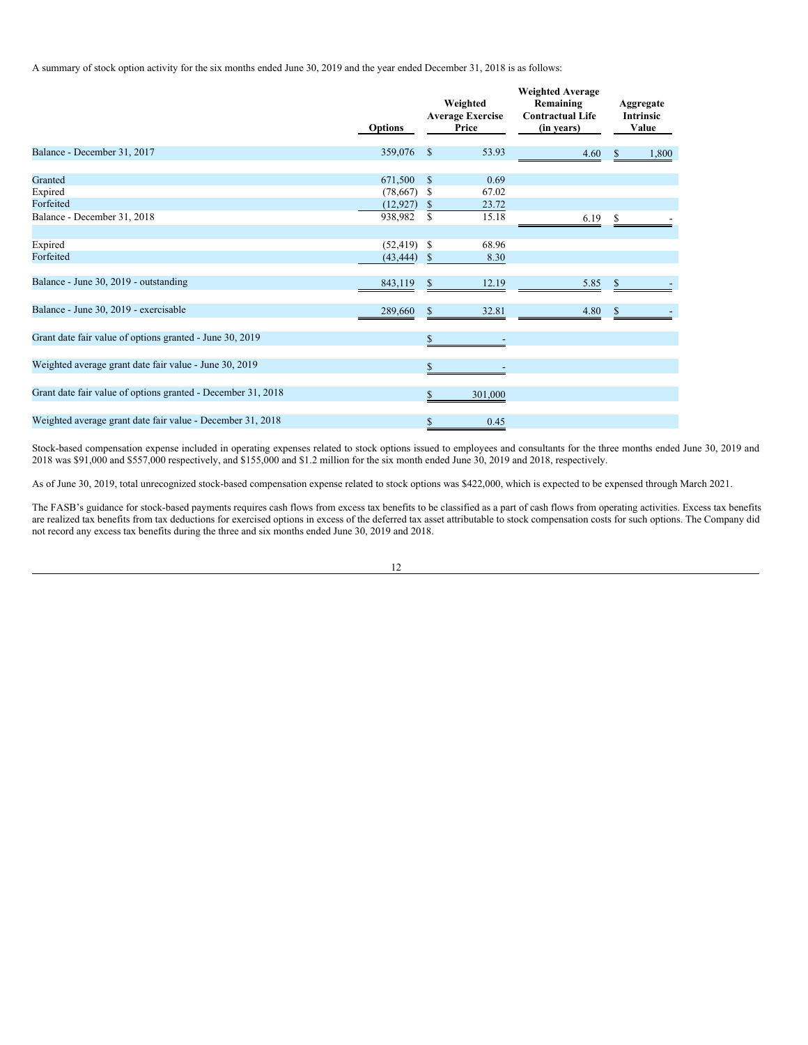A summary of stock option activity for the six months ended June 30, 2019 and the year ended December 31, 2018 is as follows:

| | Options | Weighted Average Exercise Price | Weighted Average Remaining Contractual Life (in years) | Aggregate Intrinsic Value |
|---|---|---|---|---|
| Balance - December 31, 2017 | 359,076 | $ 53.93 | 4.60 | $ 1,800 |
| Granted | 671,500 | $ 0.69 | | |
| Expired | (78,667) | $ 67.02 | | |
| Forfeited | (12,927) | $ 23.72 | | |
| Balance - December 31, 2018 | 938,982 | $ 15.18 | 6.19 | $ - |
| Expired | (52,419) | $ 68.96 | | |
| Forfeited | (43,444) | $ 8.30 | | |
| Balance - June 30, 2019 - outstanding | 843,119 | $ 12.19 | 5.85 | $ - |
| Balance - June 30, 2019 - exercisable | 289,660 | $ 32.81 | 4.80 | $ - |
| Grant date fair value of options granted - June 30, 2019 | | $ - | | |
| Weighted average grant date fair value - June 30, 2019 | | $ - | | |
| Grant date fair value of options granted - December 31, 2018 | | $ 301,000 | | |
| Weighted average grant date fair value - December 31, 2018 | | $ 0.45 | | |

Stock-based compensation expense included in operating expenses related to stock options issued to employees and consultants for the three months ended June 30, 2019 and 2018 was $91,000 and $557,000 respectively, and $155,000 and $1.2 million for the six month ended June 30, 2019 and 2018, respectively.

As of June 30, 2019, total unrecognized stock-based compensation expense related to stock options was $422,000, which is expected to be expensed through March 2021.

The FASB's guidance for stock-based payments requires cash flows from excess tax benefits to be classified as a part of cash flows from operating activities. Excess tax benefits are realized tax benefits from tax deductions for exercised options in excess of the deferred tax asset attributable to stock compensation costs for such options. The Company did not record any excess tax benefits during the three and six months ended June 30, 2019 and 2018.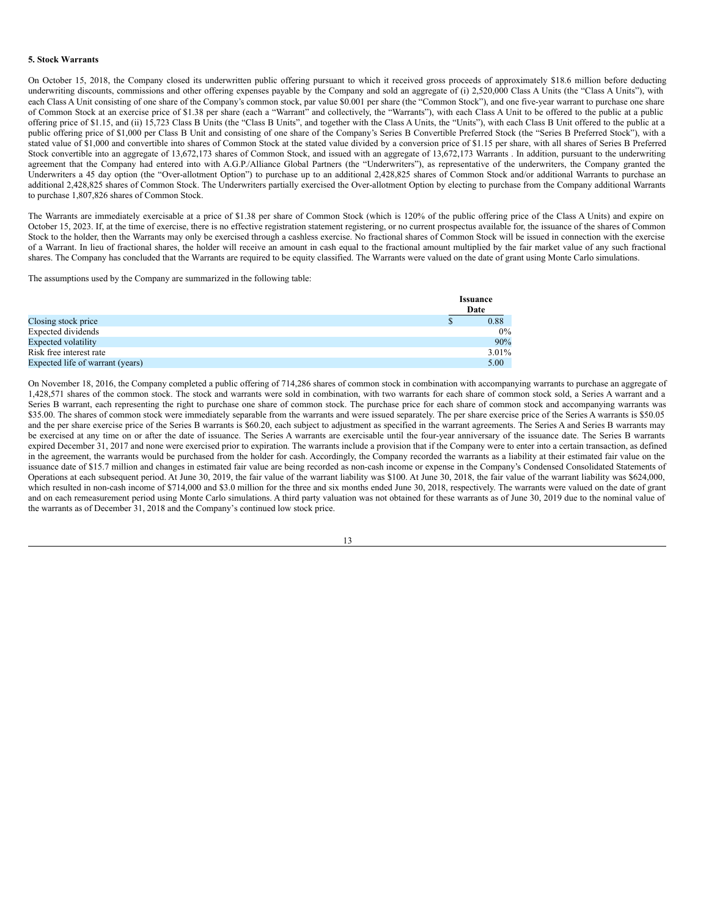**5. Stock Warrants**

On October 15, 2018, the Company closed its underwritten public offering pursuant to which it received gross proceeds of approximately $18.6 million before deducting underwriting discounts, commissions and other offering expenses payable by the Company and sold an aggregate of (i) 2,520,000 Class A Units (the "Class A Units"), with each Class A Unit consisting of one share of the Company's common stock, par value $0.001 per share (the "Common Stock"), and one five-year warrant to purchase one share of Common Stock at an exercise price of $1.38 per share (each a "Warrant" and collectively, the "Warrants"), with each Class A Unit to be offered to the public at a public offering price of $1.15, and (ii) 15,723 Class B Units (the "Class B Units", and together with the Class A Units, the "Units"), with each Class B Unit offered to the public at a public offering price of $1,000 per Class B Unit and consisting of one share of the Company's Series B Convertible Preferred Stock (the "Series B Preferred Stock"), with a stated value of $1,000 and convertible into shares of Common Stock at the stated value divided by a conversion price of $1.15 per share, with all shares of Series B Preferred Stock convertible into an aggregate of 13,672,173 shares of Common Stock, and issued with an aggregate of 13,672,173 Warrants . In addition, pursuant to the underwriting agreement that the Company had entered into with A.G.P./Alliance Global Partners (the "Underwriters"), as representative of the underwriters, the Company granted the Underwriters a 45 day option (the "Over-allotment Option") to purchase up to an additional 2,428,825 shares of Common Stock and/or additional Warrants to purchase an additional 2,428,825 shares of Common Stock. The Underwriters partially exercised the Over-allotment Option by electing to purchase from the Company additional Warrants to purchase 1,807,826 shares of Common Stock.

The Warrants are immediately exercisable at a price of $1.38 per share of Common Stock (which is 120% of the public offering price of the Class A Units) and expire on October 15, 2023. If, at the time of exercise, there is no effective registration statement registering, or no current prospectus available for, the issuance of the shares of Common Stock to the holder, then the Warrants may only be exercised through a cashless exercise. No fractional shares of Common Stock will be issued in connection with the exercise of a Warrant. In lieu of fractional shares, the holder will receive an amount in cash equal to the fractional amount multiplied by the fair market value of any such fractional shares. The Company has concluded that the Warrants are required to be equity classified. The Warrants were valued on the date of grant using Monte Carlo simulations.

The assumptions used by the Company are summarized in the following table:

| | Issuance Date |
|---|---|
| Closing stock price | $ 0.88 |
| Expected dividends | 0% |
| Expected volatility | 90% |
| Risk free interest rate | 3.01% |
| Expected life of warrant (years) | 5.00 |

On November 18, 2016, the Company completed a public offering of 714,286 shares of common stock in combination with accompanying warrants to purchase an aggregate of 1,428,571 shares of the common stock. The stock and warrants were sold in combination, with two warrants for each share of common stock sold, a Series A warrant and a Series B warrant, each representing the right to purchase one share of common stock. The purchase price for each share of common stock and accompanying warrants was $35.00. The shares of common stock were immediately separable from the warrants and were issued separately. The per share exercise price of the Series A warrants is $50.05 and the per share exercise price of the Series B warrants is $60.20, each subject to adjustment as specified in the warrant agreements. The Series A and Series B warrants may be exercised at any time on or after the date of issuance. The Series A warrants are exercisable until the four-year anniversary of the issuance date. The Series B warrants expired December 31, 2017 and none were exercised prior to expiration. The warrants include a provision that if the Company were to enter into a certain transaction, as defined in the agreement, the warrants would be purchased from the holder for cash. Accordingly, the Company recorded the warrants as a liability at their estimated fair value on the issuance date of $15.7 million and changes in estimated fair value are being recorded as non-cash income or expense in the Company's Condensed Consolidated Statements of Operations at each subsequent period. At June 30, 2019, the fair value of the warrant liability was $100. At June 30, 2018, the fair value of the warrant liability was $624,000, which resulted in non-cash income of $714,000 and $3.0 million for the three and six months ended June 30, 2018, respectively. The warrants were valued on the date of grant and on each remeasurement period using Monte Carlo simulations. A third party valuation was not obtained for these warrants as of June 30, 2019 due to the nominal value of the warrants as of December 31, 2018 and the Company's continued low stock price.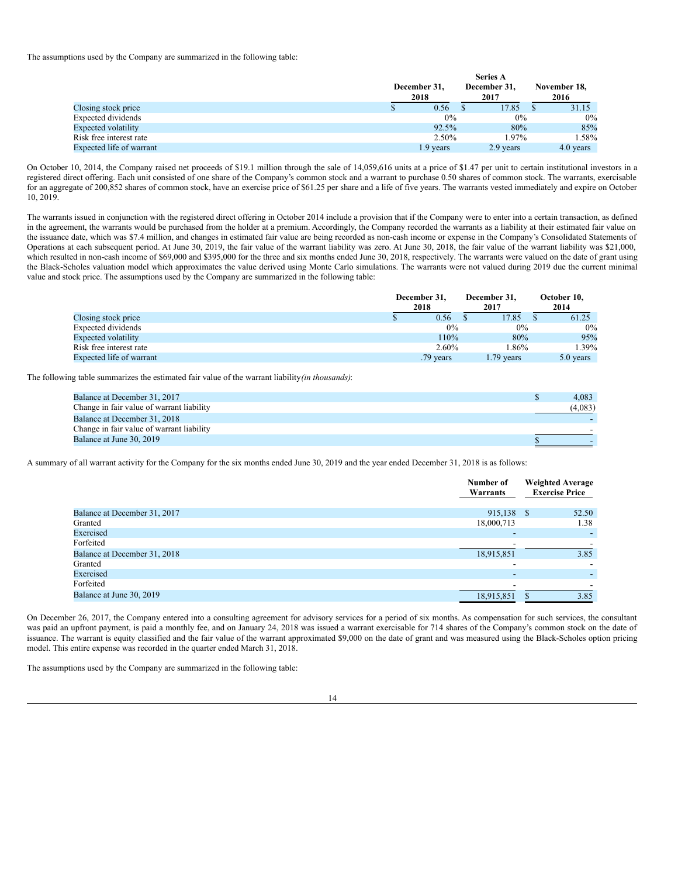The assumptions used by the Company are summarized in the following table:

| | December 31, 2018 | Series A December 31, 2017 | November 18, 2016 |
|---|---|---|---|
| Closing stock price | $ 0.56 | $ 17.85 | $ 31.15 |
| Expected dividends | 0% | 0% | 0% |
| Expected volatility | 92.5% | 80% | 85% |
| Risk free interest rate | 2.50% | 1.97% | 1.58% |
| Expected life of warrant | 1.9 years | 2.9 years | 4.0 years |

On October 10, 2014, the Company raised net proceeds of $19.1 million through the sale of 14,059,616 units at a price of $1.47 per unit to certain institutional investors in a registered direct offering. Each unit consisted of one share of the Company's common stock and a warrant to purchase 0.50 shares of common stock. The warrants, exercisable for an aggregate of 200,852 shares of common stock, have an exercise price of $61.25 per share and a life of five years. The warrants vested immediately and expire on October 10, 2019.

The warrants issued in conjunction with the registered direct offering in October 2014 include a provision that if the Company were to enter into a certain transaction, as defined in the agreement, the warrants would be purchased from the holder at a premium. Accordingly, the Company recorded the warrants as a liability at their estimated fair value on the issuance date, which was $7.4 million, and changes in estimated fair value are being recorded as non-cash income or expense in the Company's Consolidated Statements of Operations at each subsequent period. At June 30, 2019, the fair value of the warrant liability was zero. At June 30, 2018, the fair value of the warrant liability was $21,000, which resulted in non-cash income of $69,000 and $395,000 for the three and six months ended June 30, 2018, respectively. The warrants were valued on the date of grant using the Black-Scholes valuation model which approximates the value derived using Monte Carlo simulations. The warrants were not valued during 2019 due the current minimal value and stock price. The assumptions used by the Company are summarized in the following table:

| | December 31, 2018 | December 31, 2017 | October 10, 2014 |
|---|---|---|---|
| Closing stock price | $ 0.56 | $ 17.85 | $ 61.25 |
| Expected dividends | 0% | 0% | 0% |
| Expected volatility | 110% | 80% | 95% |
| Risk free interest rate | 2.60% | 1.86% | 1.39% |
| Expected life of warrant | .79 years | 1.79 years | 5.0 years |

The following table summarizes the estimated fair value of the warrant liability *(in thousands)*:

| | |
|---|---|
| Balance at December 31, 2017 | $ 4,083 |
| Change in fair value of warrant liability | (4,083) |
| Balance at December 31, 2018 | - |
| Change in fair value of warrant liability | - |
| Balance at June 30, 2019 | $ - |

A summary of all warrant activity for the Company for the six months ended June 30, 2019 and the year ended December 31, 2018 is as follows:

| | Number of Warrants | Weighted Average Exercise Price |
|---|---|---|
| Balance at December 31, 2017 | 915,138 | $ 52.50 |
| Granted | 18,000,713 | 1.38 |
| Exercised | - | - |
| Forfeited | - | - |
| Balance at December 31, 2018 | 18,915,851 | 3.85 |
| Granted | - | - |
| Exercised | - | - |
| Forfeited | - | - |
| Balance at June 30, 2019 | 18,915,851 | $ 3.85 |

On December 26, 2017, the Company entered into a consulting agreement for advisory services for a period of six months. As compensation for such services, the consultant was paid an upfront payment, is paid a monthly fee, and on January 24, 2018 was issued a warrant exercisable for 714 shares of the Company's common stock on the date of issuance. The warrant is equity classified and the fair value of the warrant approximated $9,000 on the date of grant and was measured using the Black-Scholes option pricing model. This entire expense was recorded in the quarter ended March 31, 2018.

The assumptions used by the Company are summarized in the following table: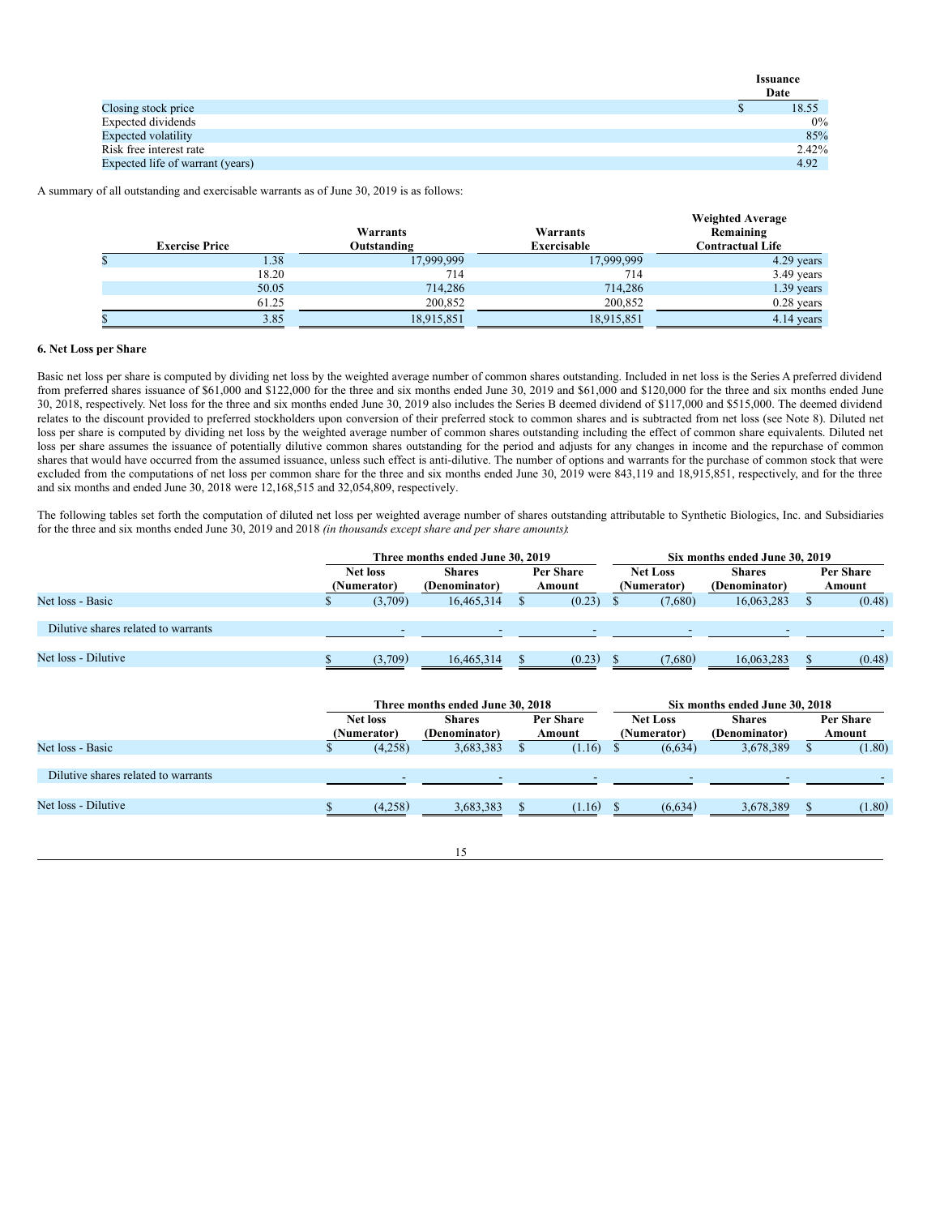| | Issuance Date |
|---|---|
| Closing stock price | $ 18.55 |
| Expected dividends | 0% |
| Expected volatility | 85% |
| Risk free interest rate | 2.42% |
| Expected life of warrant (years) | 4.92 |

A summary of all outstanding and exercisable warrants as of June 30, 2019 is as follows:

| Exercise Price | Warrants Outstanding | Warrants Exercisable | Weighted Average Remaining Contractual Life |
|---|---|---|---|
| $ 1.38 | 17,999,999 | 17,999,999 | 4.29 years |
| 18.20 | 714 | 714 | 3.49 years |
| 50.05 | 714,286 | 714,286 | 1.39 years |
| 61.25 | 200,852 | 200,852 | 0.28 years |
| $ 3.85 | 18,915,851 | 18,915,851 | 4.14 years |

**6. Net Loss per Share**

Basic net loss per share is computed by dividing net loss by the weighted average number of common shares outstanding. Included in net loss is the Series A preferred dividend from preferred shares issuance of $61,000 and $122,000 for the three and six months ended June 30, 2019 and $61,000 and $120,000 for the three and six months ended June 30, 2018, respectively. Net loss for the three and six months ended June 30, 2019 also includes the Series B deemed dividend of $117,000 and $515,000. The deemed dividend relates to the discount provided to preferred stockholders upon conversion of their preferred stock to common shares and is subtracted from net loss (see Note 8). Diluted net loss per share is computed by dividing net loss by the weighted average number of common shares outstanding including the effect of common share equivalents. Diluted net loss per share assumes the issuance of potentially dilutive common shares outstanding for the period and adjusts for any changes in income and the repurchase of common shares that would have occurred from the assumed issuance, unless such effect is anti-dilutive. The number of options and warrants for the purchase of common stock that were excluded from the computations of net loss per common share for the three and six months ended June 30, 2019 were 843,119 and 18,915,851, respectively, and for the three and six months and ended June 30, 2018 were 12,168,515 and 32,054,809, respectively.

The following tables set forth the computation of diluted net loss per weighted average number of shares outstanding attributable to Synthetic Biologics, Inc. and Subsidiaries for the three and six months ended June 30, 2019 and 2018 *(in thousands except share and per share amounts)*:

| | Three months ended June 30, 2019 | | | Six months ended June 30, 2019 | | |
|---|---|---|---|---|---|---|
| | Net loss (Numerator) | Shares (Denominator) | Per Share Amount | Net Loss (Numerator) | Shares (Denominator) | Per Share Amount |
| Net loss - Basic | $ (3,709) | 16,465,314 | $ (0.23) | $ (7,680) | 16,063,283 | $ (0.48) |
| Dilutive shares related to warrants | - | - | - | - | - | - |
| Net loss - Dilutive | $ (3,709) | 16,465,314 | $ (0.23) | $ (7,680) | 16,063,283 | $ (0.48) |

| | Three months ended June 30, 2018 | | | Six months ended June 30, 2018 | | |
|---|---|---|---|---|---|---|
| | Net loss (Numerator) | Shares (Denominator) | Per Share Amount | Net Loss (Numerator) | Shares (Denominator) | Per Share Amount |
| Net loss - Basic | $ (4,258) | 3,683,383 | $ (1.16) | $ (6,634) | 3,678,389 | $ (1.80) |
| Dilutive shares related to warrants | - | - | - | - | - | - |
| Net loss - Dilutive | $ (4,258) | 3,683,383 | $ (1.16) | $ (6,634) | 3,678,389 | $ (1.80) |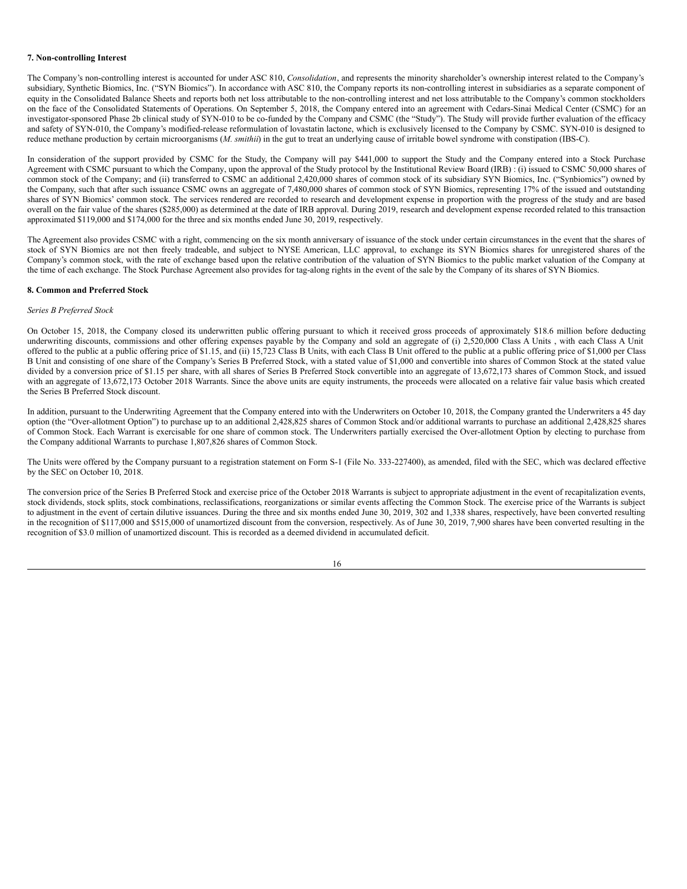**7. Non-controlling Interest**

The Company's non-controlling interest is accounted for under ASC 810, *Consolidation*, and represents the minority shareholder's ownership interest related to the Company's subsidiary, Synthetic Biomics, Inc. ("SYN Biomics"). In accordance with ASC 810, the Company reports its non-controlling interest in subsidiaries as a separate component of equity in the Consolidated Balance Sheets and reports both net loss attributable to the non-controlling interest and net loss attributable to the Company's common stockholders on the face of the Consolidated Statements of Operations. On September 5, 2018, the Company entered into an agreement with Cedars-Sinai Medical Center (CSMC) for an investigator-sponsored Phase 2b clinical study of SYN-010 to be co-funded by the Company and CSMC (the "Study"). The Study will provide further evaluation of the efficacy and safety of SYN-010, the Company's modified-release reformulation of lovastatin lactone, which is exclusively licensed to the Company by CSMC. SYN-010 is designed to reduce methane production by certain microorganisms (*M. smithii*) in the gut to treat an underlying cause of irritable bowel syndrome with constipation (IBS-C).

In consideration of the support provided by CSMC for the Study, the Company will pay $441,000 to support the Study and the Company entered into a Stock Purchase Agreement with CSMC pursuant to which the Company, upon the approval of the Study protocol by the Institutional Review Board (IRB) : (i) issued to CSMC 50,000 shares of common stock of the Company; and (ii) transferred to CSMC an additional 2,420,000 shares of common stock of its subsidiary SYN Biomics, Inc. ("Synbiomics") owned by the Company, such that after such issuance CSMC owns an aggregate of 7,480,000 shares of common stock of SYN Biomics, representing 17% of the issued and outstanding shares of SYN Biomics' common stock. The services rendered are recorded to research and development expense in proportion with the progress of the study and are based overall on the fair value of the shares ($285,000) as determined at the date of IRB approval. During 2019, research and development expense recorded related to this transaction approximated $119,000 and $174,000 for the three and six months ended June 30, 2019, respectively.

The Agreement also provides CSMC with a right, commencing on the six month anniversary of issuance of the stock under certain circumstances in the event that the shares of stock of SYN Biomics are not then freely tradeable, and subject to NYSE American, LLC approval, to exchange its SYN Biomics shares for unregistered shares of the Company's common stock, with the rate of exchange based upon the relative contribution of the valuation of SYN Biomics to the public market valuation of the Company at the time of each exchange. The Stock Purchase Agreement also provides for tag-along rights in the event of the sale by the Company of its shares of SYN Biomics.

**8. Common and Preferred Stock**

*Series B Preferred Stock*

On October 15, 2018, the Company closed its underwritten public offering pursuant to which it received gross proceeds of approximately $18.6 million before deducting underwriting discounts, commissions and other offering expenses payable by the Company and sold an aggregate of (i) 2,520,000 Class A Units , with each Class A Unit offered to the public at a public offering price of $1.15, and (ii) 15,723 Class B Units, with each Class B Unit offered to the public at a public offering price of $1,000 per Class B Unit and consisting of one share of the Company's Series B Preferred Stock, with a stated value of $1,000 and convertible into shares of Common Stock at the stated value divided by a conversion price of $1.15 per share, with all shares of Series B Preferred Stock convertible into an aggregate of 13,672,173 shares of Common Stock, and issued with an aggregate of 13,672,173 October 2018 Warrants. Since the above units are equity instruments, the proceeds were allocated on a relative fair value basis which created the Series B Preferred Stock discount.

In addition, pursuant to the Underwriting Agreement that the Company entered into with the Underwriters on October 10, 2018, the Company granted the Underwriters a 45 day option (the "Over-allotment Option") to purchase up to an additional 2,428,825 shares of Common Stock and/or additional warrants to purchase an additional 2,428,825 shares of Common Stock. Each Warrant is exercisable for one share of common stock. The Underwriters partially exercised the Over-allotment Option by electing to purchase from the Company additional Warrants to purchase 1,807,826 shares of Common Stock.

The Units were offered by the Company pursuant to a registration statement on Form S-1 (File No. 333-227400), as amended, filed with the SEC, which was declared effective by the SEC on October 10, 2018.

The conversion price of the Series B Preferred Stock and exercise price of the October 2018 Warrants is subject to appropriate adjustment in the event of recapitalization events, stock dividends, stock splits, stock combinations, reclassifications, reorganizations or similar events affecting the Common Stock. The exercise price of the Warrants is subject to adjustment in the event of certain dilutive issuances. During the three and six months ended June 30, 2019, 302 and 1,338 shares, respectively, have been converted resulting in the recognition of $117,000 and $515,000 of unamortized discount from the conversion, respectively. As of June 30, 2019, 7,900 shares have been converted resulting in the recognition of $3.0 million of unamortized discount. This is recorded as a deemed dividend in accumulated deficit.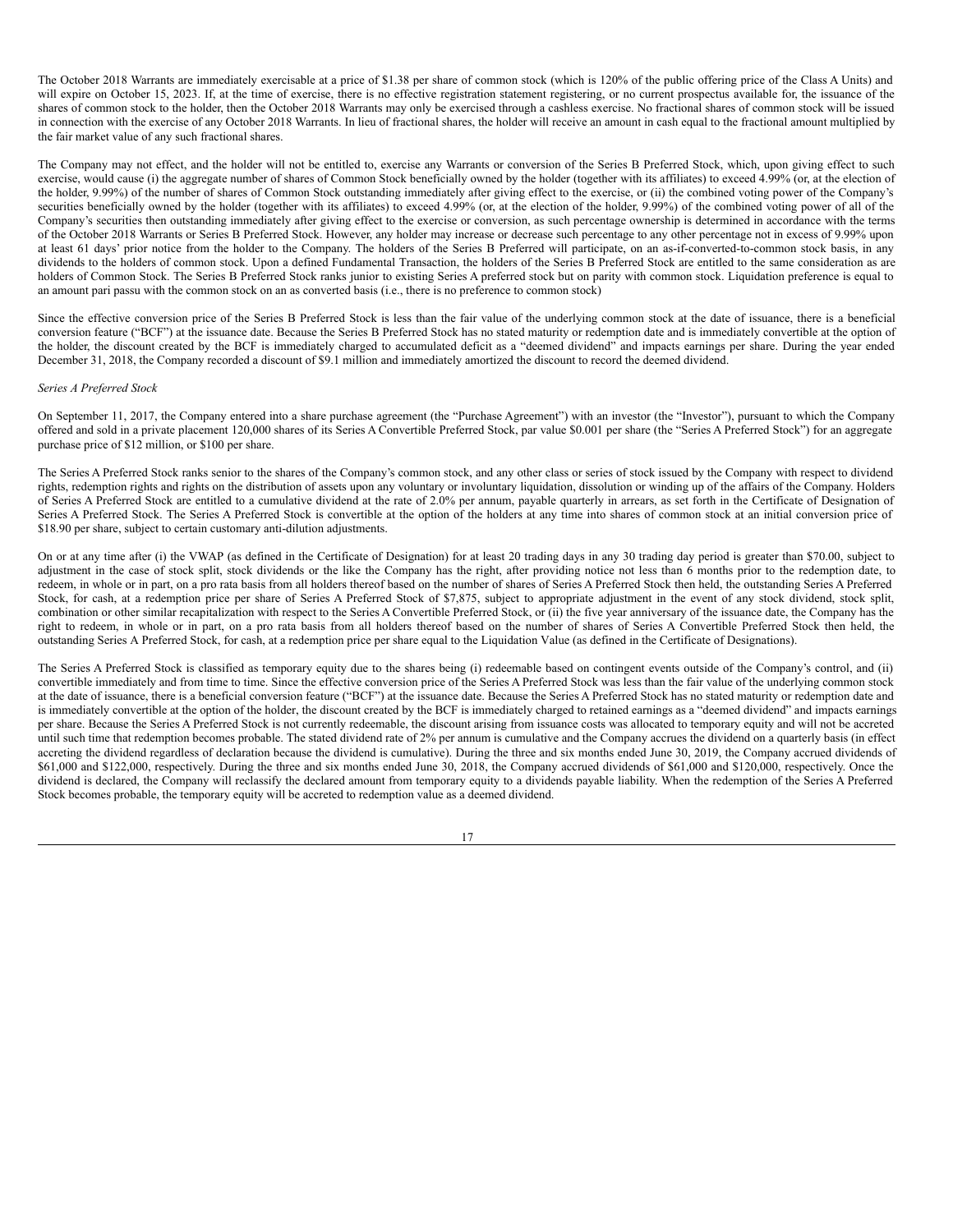The October 2018 Warrants are immediately exercisable at a price of $1.38 per share of common stock (which is 120% of the public offering price of the Class A Units) and will expire on October 15, 2023. If, at the time of exercise, there is no effective registration statement registering, or no current prospectus available for, the issuance of the shares of common stock to the holder, then the October 2018 Warrants may only be exercised through a cashless exercise. No fractional shares of common stock will be issued in connection with the exercise of any October 2018 Warrants. In lieu of fractional shares, the holder will receive an amount in cash equal to the fractional amount multiplied by the fair market value of any such fractional shares.

The Company may not effect, and the holder will not be entitled to, exercise any Warrants or conversion of the Series B Preferred Stock, which, upon giving effect to such exercise, would cause (i) the aggregate number of shares of Common Stock beneficially owned by the holder (together with its affiliates) to exceed 4.99% (or, at the election of the holder, 9.99%) of the number of shares of Common Stock outstanding immediately after giving effect to the exercise, or (ii) the combined voting power of the Company's securities beneficially owned by the holder (together with its affiliates) to exceed 4.99% (or, at the election of the holder, 9.99%) of the combined voting power of all of the Company's securities then outstanding immediately after giving effect to the exercise or conversion, as such percentage ownership is determined in accordance with the terms of the October 2018 Warrants or Series B Preferred Stock. However, any holder may increase or decrease such percentage to any other percentage not in excess of 9.99% upon at least 61 days' prior notice from the holder to the Company. The holders of the Series B Preferred will participate, on an as-if-converted-to-common stock basis, in any dividends to the holders of common stock. Upon a defined Fundamental Transaction, the holders of the Series B Preferred Stock are entitled to the same consideration as are holders of Common Stock. The Series B Preferred Stock ranks junior to existing Series A preferred stock but on parity with common stock. Liquidation preference is equal to an amount pari passu with the common stock on an as converted basis (i.e., there is no preference to common stock)

Since the effective conversion price of the Series B Preferred Stock is less than the fair value of the underlying common stock at the date of issuance, there is a beneficial conversion feature ("BCF") at the issuance date. Because the Series B Preferred Stock has no stated maturity or redemption date and is immediately convertible at the option of the holder, the discount created by the BCF is immediately charged to accumulated deficit as a "deemed dividend" and impacts earnings per share. During the year ended December 31, 2018, the Company recorded a discount of $9.1 million and immediately amortized the discount to record the deemed dividend.

*Series A Preferred Stock*

On September 11, 2017, the Company entered into a share purchase agreement (the "Purchase Agreement") with an investor (the "Investor"), pursuant to which the Company offered and sold in a private placement 120,000 shares of its Series A Convertible Preferred Stock, par value $0.001 per share (the "Series A Preferred Stock") for an aggregate purchase price of $12 million, or $100 per share.

The Series A Preferred Stock ranks senior to the shares of the Company's common stock, and any other class or series of stock issued by the Company with respect to dividend rights, redemption rights and rights on the distribution of assets upon any voluntary or involuntary liquidation, dissolution or winding up of the affairs of the Company. Holders of Series A Preferred Stock are entitled to a cumulative dividend at the rate of 2.0% per annum, payable quarterly in arrears, as set forth in the Certificate of Designation of Series A Preferred Stock. The Series A Preferred Stock is convertible at the option of the holders at any time into shares of common stock at an initial conversion price of $18.90 per share, subject to certain customary anti-dilution adjustments.

On or at any time after (i) the VWAP (as defined in the Certificate of Designation) for at least 20 trading days in any 30 trading day period is greater than $70.00, subject to adjustment in the case of stock split, stock dividends or the like the Company has the right, after providing notice not less than 6 months prior to the redemption date, to redeem, in whole or in part, on a pro rata basis from all holders thereof based on the number of shares of Series A Preferred Stock then held, the outstanding Series A Preferred Stock, for cash, at a redemption price per share of Series A Preferred Stock of $7,875, subject to appropriate adjustment in the event of any stock dividend, stock split, combination or other similar recapitalization with respect to the Series A Convertible Preferred Stock, or (ii) the five year anniversary of the issuance date, the Company has the right to redeem, in whole or in part, on a pro rata basis from all holders thereof based on the number of shares of Series A Convertible Preferred Stock then held, the outstanding Series A Preferred Stock, for cash, at a redemption price per share equal to the Liquidation Value (as defined in the Certificate of Designations).

The Series A Preferred Stock is classified as temporary equity due to the shares being (i) redeemable based on contingent events outside of the Company's control, and (ii) convertible immediately and from time to time. Since the effective conversion price of the Series A Preferred Stock was less than the fair value of the underlying common stock at the date of issuance, there is a beneficial conversion feature ("BCF") at the issuance date. Because the Series A Preferred Stock has no stated maturity or redemption date and is immediately convertible at the option of the holder, the discount created by the BCF is immediately charged to retained earnings as a "deemed dividend" and impacts earnings per share. Because the Series A Preferred Stock is not currently redeemable, the discount arising from issuance costs was allocated to temporary equity and will not be accreted until such time that redemption becomes probable. The stated dividend rate of 2% per annum is cumulative and the Company accrues the dividend on a quarterly basis (in effect accreting the dividend regardless of declaration because the dividend is cumulative). During the three and six months ended June 30, 2019, the Company accrued dividends of $61,000 and $122,000, respectively. During the three and six months ended June 30, 2018, the Company accrued dividends of $61,000 and $120,000, respectively. Once the dividend is declared, the Company will reclassify the declared amount from temporary equity to a dividends payable liability. When the redemption of the Series A Preferred Stock becomes probable, the temporary equity will be accreted to redemption value as a deemed dividend.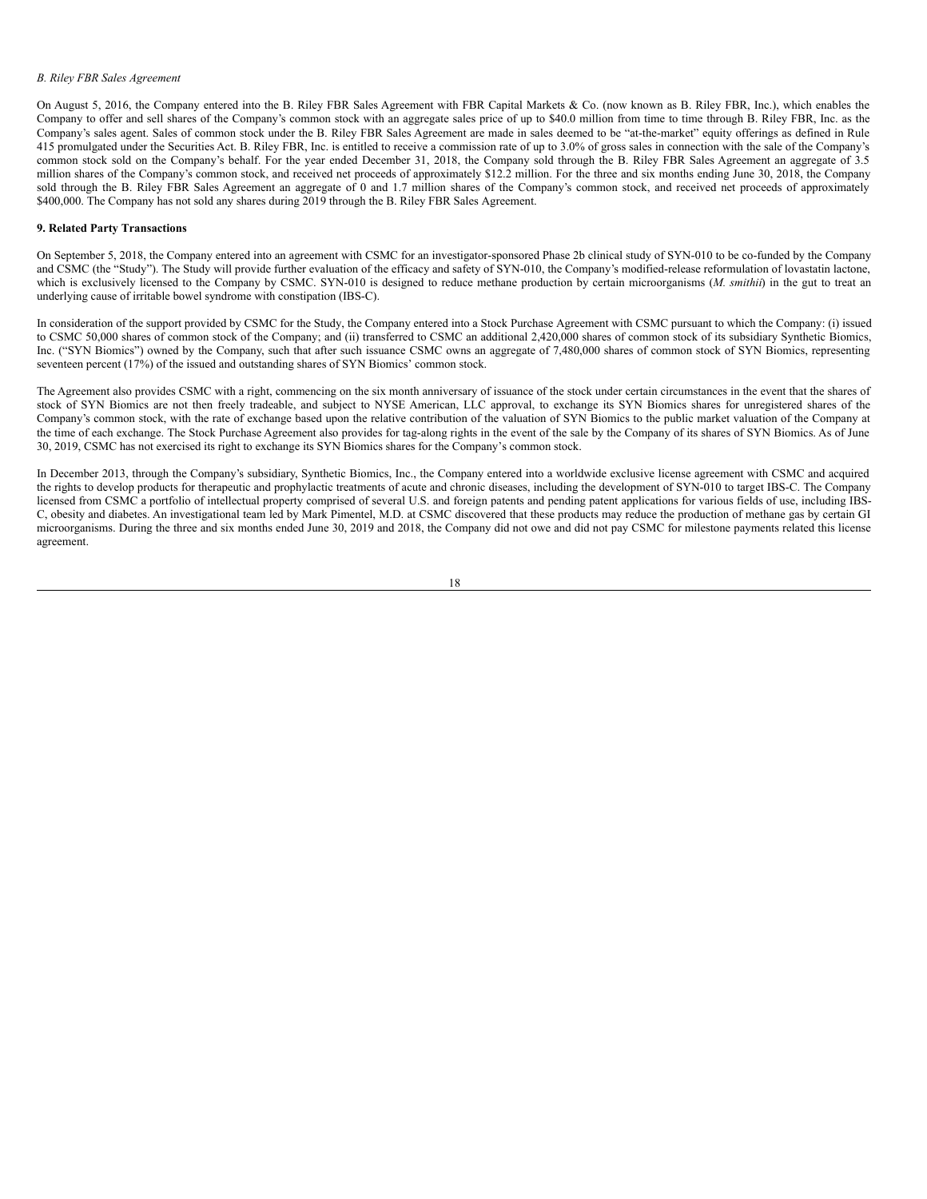*B. Riley FBR Sales Agreement*

On August 5, 2016, the Company entered into the B. Riley FBR Sales Agreement with FBR Capital Markets & Co. (now known as B. Riley FBR, Inc.), which enables the Company to offer and sell shares of the Company's common stock with an aggregate sales price of up to $40.0 million from time to time through B. Riley FBR, Inc. as the Company's sales agent. Sales of common stock under the B. Riley FBR Sales Agreement are made in sales deemed to be "at-the-market" equity offerings as defined in Rule 415 promulgated under the Securities Act. B. Riley FBR, Inc. is entitled to receive a commission rate of up to 3.0% of gross sales in connection with the sale of the Company's common stock sold on the Company's behalf. For the year ended December 31, 2018, the Company sold through the B. Riley FBR Sales Agreement an aggregate of 3.5 million shares of the Company's common stock, and received net proceeds of approximately $12.2 million. For the three and six months ending June 30, 2018, the Company sold through the B. Riley FBR Sales Agreement an aggregate of 0 and 1.7 million shares of the Company's common stock, and received net proceeds of approximately $400,000. The Company has not sold any shares during 2019 through the B. Riley FBR Sales Agreement.

**9. Related Party Transactions**

On September 5, 2018, the Company entered into an agreement with CSMC for an investigator-sponsored Phase 2b clinical study of SYN-010 to be co-funded by the Company and CSMC (the "Study"). The Study will provide further evaluation of the efficacy and safety of SYN-010, the Company's modified-release reformulation of lovastatin lactone, which is exclusively licensed to the Company by CSMC. SYN-010 is designed to reduce methane production by certain microorganisms (*M. smithii*) in the gut to treat an underlying cause of irritable bowel syndrome with constipation (IBS-C).

In consideration of the support provided by CSMC for the Study, the Company entered into a Stock Purchase Agreement with CSMC pursuant to which the Company: (i) issued to CSMC 50,000 shares of common stock of the Company; and (ii) transferred to CSMC an additional 2,420,000 shares of common stock of its subsidiary Synthetic Biomics, Inc. ("SYN Biomics") owned by the Company, such that after such issuance CSMC owns an aggregate of 7,480,000 shares of common stock of SYN Biomics, representing seventeen percent (17%) of the issued and outstanding shares of SYN Biomics' common stock.

The Agreement also provides CSMC with a right, commencing on the six month anniversary of issuance of the stock under certain circumstances in the event that the shares of stock of SYN Biomics are not then freely tradeable, and subject to NYSE American, LLC approval, to exchange its SYN Biomics shares for unregistered shares of the Company's common stock, with the rate of exchange based upon the relative contribution of the valuation of SYN Biomics to the public market valuation of the Company at the time of each exchange. The Stock Purchase Agreement also provides for tag-along rights in the event of the sale by the Company of its shares of SYN Biomics. As of June 30, 2019, CSMC has not exercised its right to exchange its SYN Biomics shares for the Company's common stock.

In December 2013, through the Company's subsidiary, Synthetic Biomics, Inc., the Company entered into a worldwide exclusive license agreement with CSMC and acquired the rights to develop products for therapeutic and prophylactic treatments of acute and chronic diseases, including the development of SYN-010 to target IBS-C. The Company licensed from CSMC a portfolio of intellectual property comprised of several U.S. and foreign patents and pending patent applications for various fields of use, including IBS-C, obesity and diabetes. An investigational team led by Mark Pimentel, M.D. at CSMC discovered that these products may reduce the production of methane gas by certain GI microorganisms. During the three and six months ended June 30, 2019 and 2018, the Company did not owe and did not pay CSMC for milestone payments related this license agreement.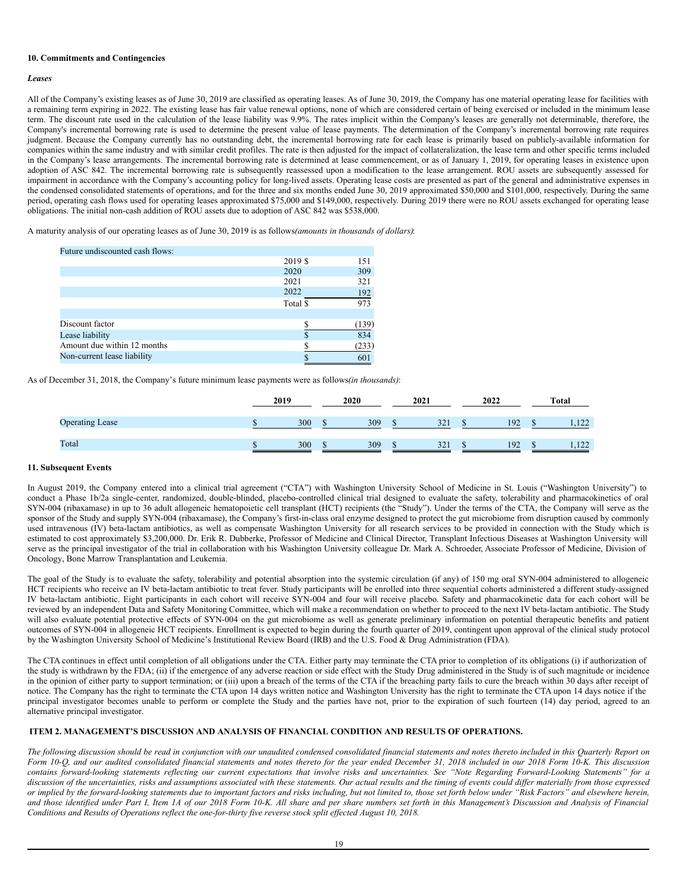**10. Commitments and Contingencies**

***Leases***

All of the Company's existing leases as of June 30, 2019 are classified as operating leases. As of June 30, 2019, the Company has one material operating lease for facilities with a remaining term expiring in 2022. The existing lease has fair value renewal options, none of which are considered certain of being exercised or included in the minimum lease term. The discount rate used in the calculation of the lease liability was 9.9%. The rates implicit within the Company's leases are generally not determinable, therefore, the Company's incremental borrowing rate is used to determine the present value of lease payments. The determination of the Company's incremental borrowing rate requires judgment. Because the Company currently has no outstanding debt, the incremental borrowing rate for each lease is primarily based on publicly-available information for companies within the same industry and with similar credit profiles. The rate is then adjusted for the impact of collateralization, the lease term and other specific terms included in the Company's lease arrangements. The incremental borrowing rate is determined at lease commencement, or as of January 1, 2019, for operating leases in existence upon adoption of ASC 842. The incremental borrowing rate is subsequently reassessed upon a modification to the lease arrangement. ROU assets are subsequently assessed for impairment in accordance with the Company's accounting policy for long-lived assets. Operating lease costs are presented as part of the general and administrative expenses in the condensed consolidated statements of operations, and for the three and six months ended June 30, 2019 approximated $50,000 and $101,000, respectively. During the same period, operating cash flows used for operating leases approximated $75,000 and $149,000, respectively. During 2019 there were no ROU assets exchanged for operating lease obligations. The initial non-cash addition of ROU assets due to adoption of ASC 842 was $538,000.

A maturity analysis of our operating leases as of June 30, 2019 is as follows*(amounts in thousands of dollars)*:

| Future undiscounted cash flows: | | |
|---|---|---|
| | 2019 $ | 151 |
| | 2020 | 309 |
| | 2021 | 321 |
| | 2022 | 192 |
| | Total $ | 973 |
| | | |
| Discount factor | $ | (139) |
| Lease liability | $ | 834 |
| Amount due within 12 months | $ | (233) |
| Non-current lease liability | $ | 601 |

As of December 31, 2018, the Company's future minimum lease payments were as follows*(in thousands)*:

| | 2019 | 2020 | 2021 | 2022 | Total |
|---|---|---|---|---|---|
| Operating Lease | $ 300 | $ 309 | $ 321 | $ 192 | $ 1,122 |
| Total | $ 300 | $ 309 | $ 321 | $ 192 | $ 1,122 |

**11. Subsequent Events**

In August 2019, the Company entered into a clinical trial agreement ("CTA") with Washington University School of Medicine in St. Louis ("Washington University") to conduct a Phase 1b/2a single-center, randomized, double-blinded, placebo-controlled clinical trial designed to evaluate the safety, tolerability and pharmacokinetics of oral SYN-004 (ribaxamase) in up to 36 adult allogeneic hematopoietic cell transplant (HCT) recipients (the "Study"). Under the terms of the CTA, the Company will serve as the sponsor of the Study and supply SYN-004 (ribaxamase), the Company's first-in-class oral enzyme designed to protect the gut microbiome from disruption caused by commonly used intravenous (IV) beta-lactam antibiotics, as well as compensate Washington University for all research services to be provided in connection with the Study which is estimated to cost approximately $3,200,000. Dr. Erik R. Dubberke, Professor of Medicine and Clinical Director, Transplant Infectious Diseases at Washington University will serve as the principal investigator of the trial in collaboration with his Washington University colleague Dr. Mark A. Schroeder, Associate Professor of Medicine, Division of Oncology, Bone Marrow Transplantation and Leukemia.

The goal of the Study is to evaluate the safety, tolerability and potential absorption into the systemic circulation (if any) of 150 mg oral SYN-004 administered to allogeneic HCT recipients who receive an IV beta-lactam antibiotic to treat fever. Study participants will be enrolled into three sequential cohorts administered a different study-assigned IV beta-lactam antibiotic. Eight participants in each cohort will receive SYN-004 and four will receive placebo. Safety and pharmacokinetic data for each cohort will be reviewed by an independent Data and Safety Monitoring Committee, which will make a recommendation on whether to proceed to the next IV beta-lactam antibiotic. The Study will also evaluate potential protective effects of SYN-004 on the gut microbiome as well as generate preliminary information on potential therapeutic benefits and patient outcomes of SYN-004 in allogeneic HCT recipients. Enrollment is expected to begin during the fourth quarter of 2019, contingent upon approval of the clinical study protocol by the Washington University School of Medicine's Institutional Review Board (IRB) and the U.S. Food & Drug Administration (FDA).

The CTA continues in effect until completion of all obligations under the CTA. Either party may terminate the CTA prior to completion of its obligations (i) if authorization of the study is withdrawn by the FDA; (ii) if the emergence of any adverse reaction or side effect with the Study Drug administered in the Study is of such magnitude or incidence in the opinion of either party to support termination; or (iii) upon a breach of the terms of the CTA if the breaching party fails to cure the breach within 30 days after receipt of notice. The Company has the right to terminate the CTA upon 14 days written notice and Washington University has the right to terminate the CTA upon 14 days notice if the principal investigator becomes unable to perform or complete the Study and the parties have not, prior to the expiration of such fourteen (14) day period, agreed to an alternative principal investigator.

## ITEM 2. MANAGEMENT'S DISCUSSION AND ANALYSIS OF FINANCIAL CONDITION AND RESULTS OF OPERATIONS.

*The following discussion should be read in conjunction with our unaudited condensed consolidated financial statements and notes thereto included in this Quarterly Report on Form 10-Q, and our audited consolidated financial statements and notes thereto for the year ended December 31, 2018 included in our 2018 Form 10-K. This discussion contains forward-looking statements reflecting our current expectations that involve risks and uncertainties. See "Note Regarding Forward-Looking Statements" for a discussion of the uncertainties, risks and assumptions associated with these statements. Our actual results and the timing of events could differ materially from those expressed or implied by the forward-looking statements due to important factors and risks including, but not limited to, those set forth below under "Risk Factors" and elsewhere herein, and those identified under Part I, Item 1A of our 2018 Form 10-K. All share and per share numbers set forth in this Management's Discussion and Analysis of Financial Conditions and Results of Operations reflect the one-for-thirty five reverse stock split effected August 10, 2018.*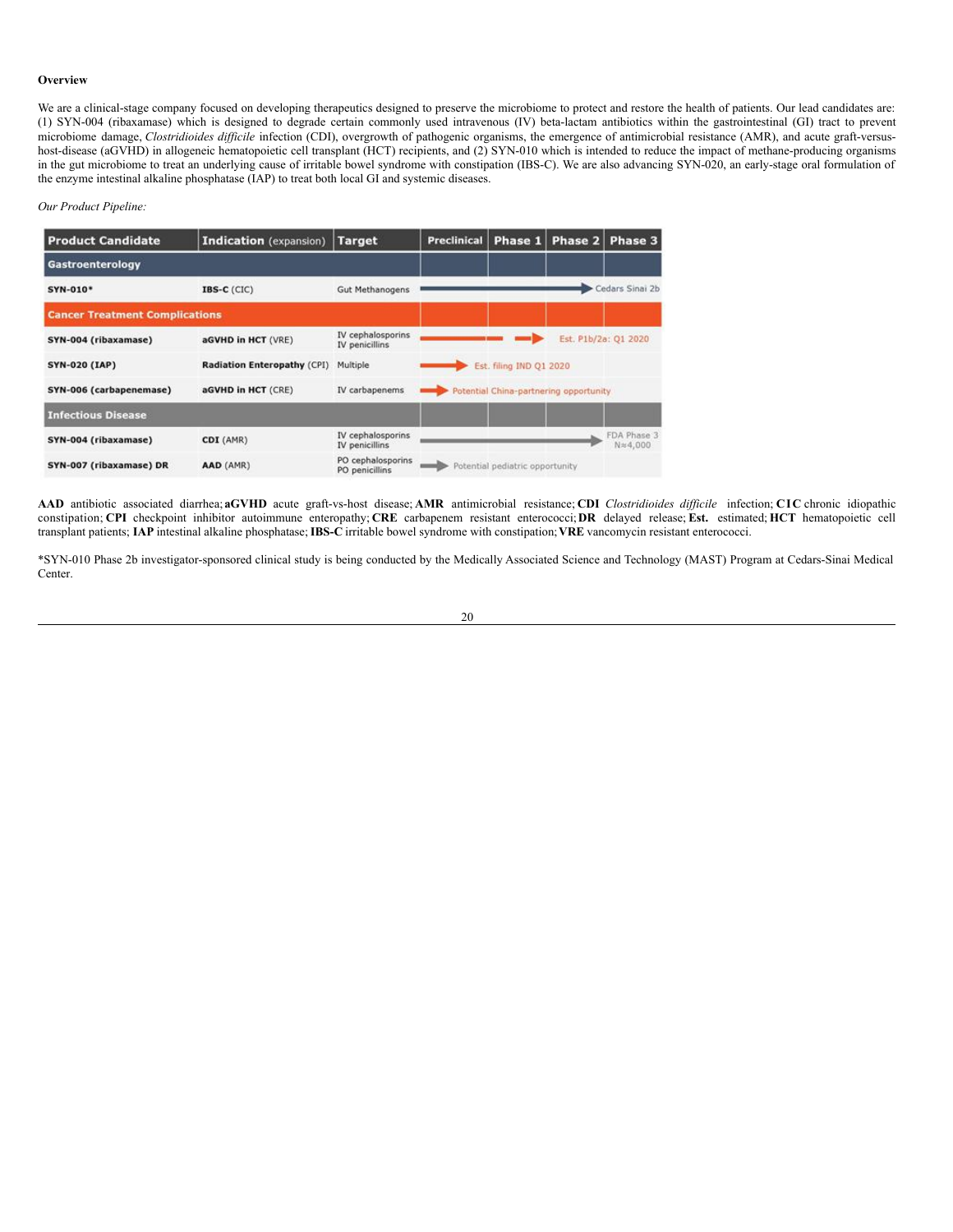**Overview**

We are a clinical-stage company focused on developing therapeutics designed to preserve the microbiome to protect and restore the health of patients. Our lead candidates are: (1) SYN-004 (ribaxamase) which is designed to degrade certain commonly used intravenous (IV) beta-lactam antibiotics within the gastrointestinal (GI) tract to prevent microbiome damage, *Clostridioides difficile* infection (CDI), overgrowth of pathogenic organisms, the emergence of antimicrobial resistance (AMR), and acute graft-versus-host-disease (aGVHD) in allogeneic hematopoietic cell transplant (HCT) recipients, and (2) SYN-010 which is intended to reduce the impact of methane-producing organisms in the gut microbiome to treat an underlying cause of irritable bowel syndrome with constipation (IBS-C). We are also advancing SYN-020, an early-stage oral formulation of the enzyme intestinal alkaline phosphatase (IAP) to treat both local GI and systemic diseases.

*Our Product Pipeline:*

| Product Candidate | Indication (expansion) | Target | Preclinical | Phase 1 | Phase 2 | Phase 3 |
|---|---|---|---|---|---|---|
| **Gastroenterology** | | | | | | |
| SYN-010* | IBS-C (CIC) | Gut Methanogens | | | | Cedars Sinai 2b |
| **Cancer Treatment Complications** | | | | | | |
| SYN-004 (ribaxamase) | aGVHD in HCT (VRE) | IV cephalosporins IV penicillins | | | | Est. P1b/2a: Q1 2020 |
| SYN-020 (IAP) | Radiation Enteropathy (CPI) | Multiple | | Est. filing IND Q1 2020 | | |
| SYN-006 (carbapenemase) | aGVHD in HCT (CRE) | IV carbapenems | Potential China-partnering opportunity | | | |
| **Infectious Disease** | | | | | | |
| SYN-004 (ribaxamase) | CDI (AMR) | IV cephalosporins IV penicillins | | | | FDA Phase 3 N≈4,000 |
| SYN-007 (ribaxamase) DR | AAD (AMR) | PO cephalosporins PO penicillins | Potential pediatric opportunity | | | |

**AAD** antibiotic associated diarrhea; **aGVHD** acute graft-vs-host disease; **AMR** antimicrobial resistance; **CDI** *Clostridioides difficile* infection; **CIC** chronic idiopathic constipation; **CPI** checkpoint inhibitor autoimmune enteropathy; **CRE** carbapenem resistant enterococci; **DR** delayed release; **Est.** estimated; **HCT** hematopoietic cell transplant patients; **IAP** intestinal alkaline phosphatase; **IBS-C** irritable bowel syndrome with constipation; **VRE** vancomycin resistant enterococci.

*SYN-010 Phase 2b investigator-sponsored clinical study is being conducted by the Medically Associated Science and Technology (MAST) Program at Cedars-Sinai Medical Center.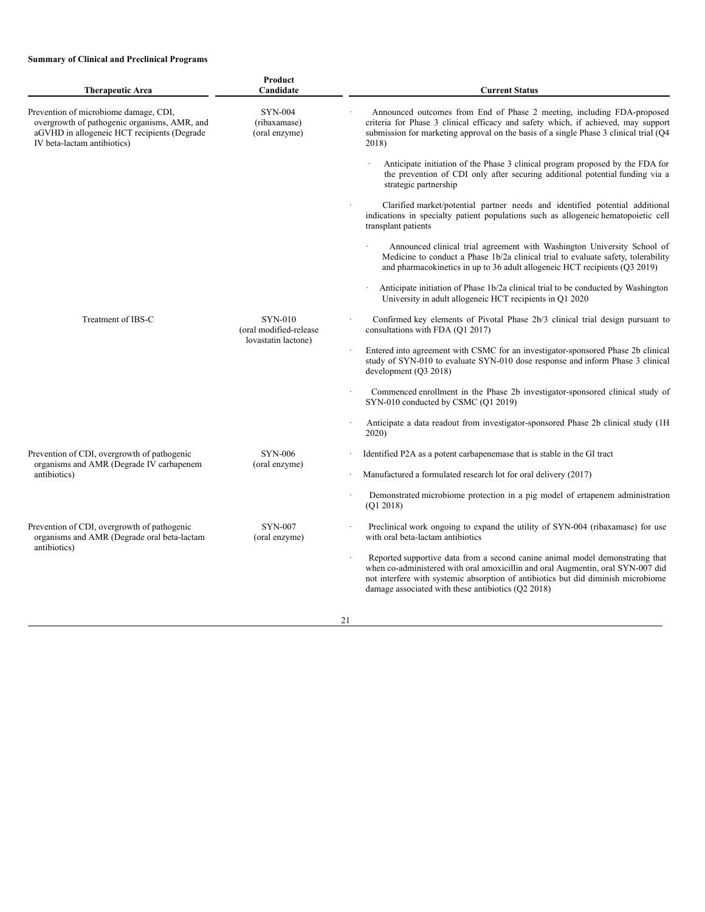**Summary of Clinical and Preclinical Programs**

| Therapeutic Area | Product Candidate | Current Status |
|---|---|---|
| Prevention of microbiome damage, CDI, overgrowth of pathogenic organisms, AMR, and aGVHD in allogeneic HCT recipients (Degrade IV beta-lactam antibiotics) | SYN-004 (ribaxamase) (oral enzyme) | · Announced outcomes from End of Phase 2 meeting, including FDA-proposed criteria for Phase 3 clinical efficacy and safety which, if achieved, may support submission for marketing approval on the basis of a single Phase 3 clinical trial (Q4 2018)<br>· Anticipate initiation of the Phase 3 clinical program proposed by the FDA for the prevention of CDI only after securing additional potential funding via a strategic partnership<br>· Clarified market/potential partner needs and identified potential additional indications in specialty patient populations such as allogeneic hematopoietic cell transplant patients<br>· Announced clinical trial agreement with Washington University School of Medicine to conduct a Phase 1b/2a clinical trial to evaluate safety, tolerability and pharmacokinetics in up to 36 adult allogeneic HCT recipients (Q3 2019)<br>· Anticipate initiation of Phase 1b/2a clinical trial to be conducted by Washington University in adult allogeneic HCT recipients in Q1 2020 |
| Treatment of IBS-C | SYN-010 (oral modified-release lovastatin lactone) | · Confirmed key elements of Pivotal Phase 2b/3 clinical trial design pursuant to consultations with FDA (Q1 2017)<br>· Entered into agreement with CSMC for an investigator-sponsored Phase 2b clinical study of SYN-010 to evaluate SYN-010 dose response and inform Phase 3 clinical development (Q3 2018)<br>· Commenced enrollment in the Phase 2b investigator-sponsored clinical study of SYN-010 conducted by CSMC (Q1 2019)<br>· Anticipate a data readout from investigator-sponsored Phase 2b clinical study (1H 2020) |
| Prevention of CDI, overgrowth of pathogenic organisms and AMR (Degrade IV carbapenem antibiotics) | SYN-006 (oral enzyme) | · Identified P2A as a potent carbapenemase that is stable in the GI tract<br>· Manufactured a formulated research lot for oral delivery (2017)<br>· Demonstrated microbiome protection in a pig model of ertapenem administration (Q1 2018) |
| Prevention of CDI, overgrowth of pathogenic organisms and AMR (Degrade oral beta-lactam antibiotics) | SYN-007 (oral enzyme) | · Preclinical work ongoing to expand the utility of SYN-004 (ribaxamase) for use with oral beta-lactam antibiotics<br>· Reported supportive data from a second canine animal model demonstrating that when co-administered with oral amoxicillin and oral Augmentin, oral SYN-007 did not interfere with systemic absorption of antibiotics but did diminish microbiome damage associated with these antibiotics (Q2 2018) |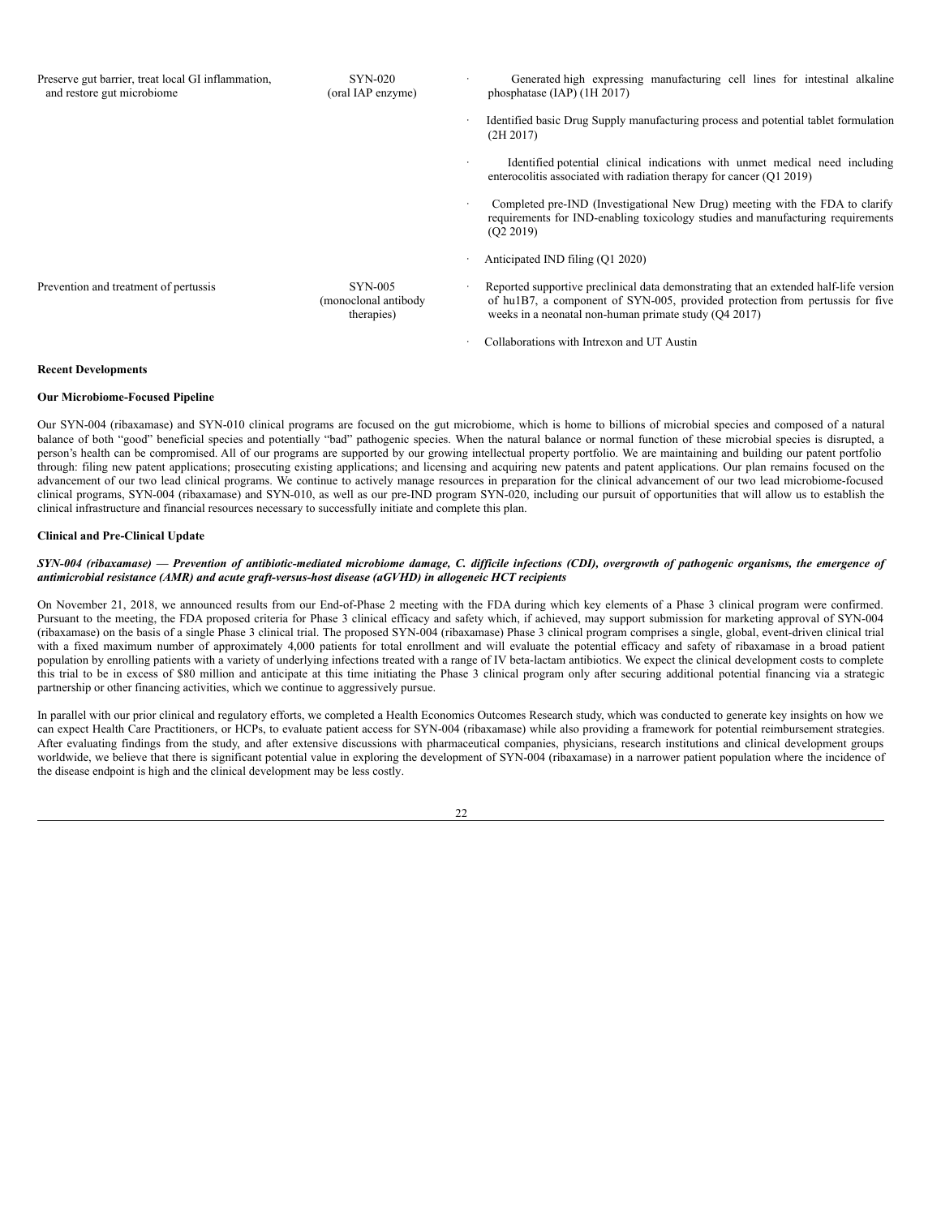| | | |
|---|---|---|
| Preserve gut barrier, treat local GI inflammation, and restore gut microbiome | SYN-020 (oral IAP enzyme) | · Generated high expressing manufacturing cell lines for intestinal alkaline phosphatase (IAP) (1H 2017)<br>· Identified basic Drug Supply manufacturing process and potential tablet formulation (2H 2017)<br>· Identified potential clinical indications with unmet medical need including enterocolitis associated with radiation therapy for cancer (Q1 2019)<br>· Completed pre-IND (Investigational New Drug) meeting with the FDA to clarify requirements for IND-enabling toxicology studies and manufacturing requirements (Q2 2019)<br>· Anticipated IND filing (Q1 2020) |
| Prevention and treatment of pertussis | SYN-005 (monoclonal antibody therapies) | · Reported supportive preclinical data demonstrating that an extended half-life version of hu1B7, a component of SYN-005, provided protection from pertussis for five weeks in a neonatal non-human primate study (Q4 2017)<br>· Collaborations with Intrexon and UT Austin |

**Recent Developments**

**Our Microbiome-Focused Pipeline**

Our SYN-004 (ribaxamase) and SYN-010 clinical programs are focused on the gut microbiome, which is home to billions of microbial species and composed of a natural balance of both "good" beneficial species and potentially "bad" pathogenic species. When the natural balance or normal function of these microbial species is disrupted, a person's health can be compromised. All of our programs are supported by our growing intellectual property portfolio. We are maintaining and building our patent portfolio through: filing new patent applications; prosecuting existing applications; and licensing and acquiring new patents and patent applications. Our plan remains focused on the advancement of our two lead clinical programs. We continue to actively manage resources in preparation for the clinical advancement of our two lead microbiome-focused clinical programs, SYN-004 (ribaxamase) and SYN-010, as well as our pre-IND program SYN-020, including our pursuit of opportunities that will allow us to establish the clinical infrastructure and financial resources necessary to successfully initiate and complete this plan.

**Clinical and Pre-Clinical Update**

***SYN-004 (ribaxamase) — Prevention of antibiotic-mediated microbiome damage, C. difficile infections (CDI), overgrowth of pathogenic organisms, the emergence of antimicrobial resistance (AMR) and acute graft-versus-host disease (aGVHD) in allogeneic HCT recipients***

On November 21, 2018, we announced results from our End-of-Phase 2 meeting with the FDA during which key elements of a Phase 3 clinical program were confirmed. Pursuant to the meeting, the FDA proposed criteria for Phase 3 clinical efficacy and safety which, if achieved, may support submission for marketing approval of SYN-004 (ribaxamase) on the basis of a single Phase 3 clinical trial. The proposed SYN-004 (ribaxamase) Phase 3 clinical program comprises a single, global, event-driven clinical trial with a fixed maximum number of approximately 4,000 patients for total enrollment and will evaluate the potential efficacy and safety of ribaxamase in a broad patient population by enrolling patients with a variety of underlying infections treated with a range of IV beta-lactam antibiotics. We expect the clinical development costs to complete this trial to be in excess of $80 million and anticipate at this time initiating the Phase 3 clinical program only after securing additional potential financing via a strategic partnership or other financing activities, which we continue to aggressively pursue.

In parallel with our prior clinical and regulatory efforts, we completed a Health Economics Outcomes Research study, which was conducted to generate key insights on how we can expect Health Care Practitioners, or HCPs, to evaluate patient access for SYN-004 (ribaxamase) while also providing a framework for potential reimbursement strategies. After evaluating findings from the study, and after extensive discussions with pharmaceutical companies, physicians, research institutions and clinical development groups worldwide, we believe that there is significant potential value in exploring the development of SYN-004 (ribaxamase) in a narrower patient population where the incidence of the disease endpoint is high and the clinical development may be less costly.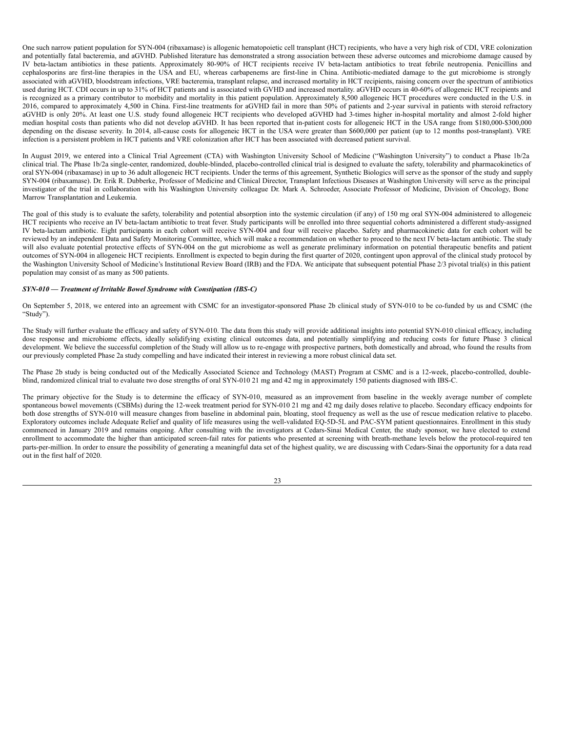One such narrow patient population for SYN-004 (ribaxamase) is allogenic hematopoietic cell transplant (HCT) recipients, who have a very high risk of CDI, VRE colonization and potentially fatal bacteremia, and aGVHD. Published literature has demonstrated a strong association between these adverse outcomes and microbiome damage caused by IV beta-lactam antibiotics in these patients. Approximately 80-90% of HCT recipients receive IV beta-lactam antibiotics to treat febrile neutropenia. Penicillins and cephalosporins are first-line therapies in the USA and EU, whereas carbapenems are first-line in China. Antibiotic-mediated damage to the gut microbiome is strongly associated with aGVHD, bloodstream infections, VRE bacteremia, transplant relapse, and increased mortality in HCT recipients, raising concern over the spectrum of antibiotics used during HCT. CDI occurs in up to 31% of HCT patients and is associated with GVHD and increased mortality. aGVHD occurs in 40-60% of allogeneic HCT recipients and is recognized as a primary contributor to morbidity and mortality in this patient population. Approximately 8,500 allogeneic HCT procedures were conducted in the U.S. in 2016, compared to approximately 4,500 in China. First-line treatments for aGVHD fail in more than 50% of patients and 2-year survival in patients with steroid refractory aGVHD is only 20%. At least one U.S. study found allogeneic HCT recipients who developed aGVHD had 3-times higher in-hospital mortality and almost 2-fold higher median hospital costs than patients who did not develop aGVHD. It has been reported that in-patient costs for allogeneic HCT in the USA range from $180,000-$300,000 depending on the disease severity. In 2014, all-cause costs for allogeneic HCT in the USA were greater than $600,000 per patient (up to 12 months post-transplant). VRE infection is a persistent problem in HCT patients and VRE colonization after HCT has been associated with decreased patient survival.

In August 2019, we entered into a Clinical Trial Agreement (CTA) with Washington University School of Medicine ("Washington University") to conduct a Phase 1b/2a clinical trial. The Phase 1b/2a single-center, randomized, double-blinded, placebo-controlled clinical trial is designed to evaluate the safety, tolerability and pharmacokinetics of oral SYN-004 (ribaxamase) in up to 36 adult allogeneic HCT recipients. Under the terms of this agreement, Synthetic Biologics will serve as the sponsor of the study and supply SYN-004 (ribaxamase). Dr. Erik R. Dubberke, Professor of Medicine and Clinical Director, Transplant Infectious Diseases at Washington University will serve as the principal investigator of the trial in collaboration with his Washington University colleague Dr. Mark A. Schroeder, Associate Professor of Medicine, Division of Oncology, Bone Marrow Transplantation and Leukemia.

The goal of this study is to evaluate the safety, tolerability and potential absorption into the systemic circulation (if any) of 150 mg oral SYN-004 administered to allogeneic HCT recipients who receive an IV beta-lactam antibiotic to treat fever. Study participants will be enrolled into three sequential cohorts administered a different study-assigned IV beta-lactam antibiotic. Eight participants in each cohort will receive SYN-004 and four will receive placebo. Safety and pharmacokinetic data for each cohort will be reviewed by an independent Data and Safety Monitoring Committee, which will make a recommendation on whether to proceed to the next IV beta-lactam antibiotic. The study will also evaluate potential protective effects of SYN-004 on the gut microbiome as well as generate preliminary information on potential therapeutic benefits and patient outcomes of SYN-004 in allogeneic HCT recipients. Enrollment is expected to begin during the first quarter of 2020, contingent upon approval of the clinical study protocol by the Washington University School of Medicine's Institutional Review Board (IRB) and the FDA. We anticipate that subsequent potential Phase 2/3 pivotal trial(s) in this patient population may consist of as many as 500 patients.

***SYN-010 — Treatment of Irritable Bowel Syndrome with Constipation (IBS-C)***

On September 5, 2018, we entered into an agreement with CSMC for an investigator-sponsored Phase 2b clinical study of SYN-010 to be co-funded by us and CSMC (the "Study").

The Study will further evaluate the efficacy and safety of SYN-010. The data from this study will provide additional insights into potential SYN-010 clinical efficacy, including dose response and microbiome effects, ideally solidifying existing clinical outcomes data, and potentially simplifying and reducing costs for future Phase 3 clinical development. We believe the successful completion of the Study will allow us to re-engage with prospective partners, both domestically and abroad, who found the results from our previously completed Phase 2a study compelling and have indicated their interest in reviewing a more robust clinical data set.

The Phase 2b study is being conducted out of the Medically Associated Science and Technology (MAST) Program at CSMC and is a 12-week, placebo-controlled, double-blind, randomized clinical trial to evaluate two dose strengths of oral SYN-010 21 mg and 42 mg in approximately 150 patients diagnosed with IBS-C.

The primary objective for the Study is to determine the efficacy of SYN-010, measured as an improvement from baseline in the weekly average number of complete spontaneous bowel movements (CSBMs) during the 12-week treatment period for SYN-010 21 mg and 42 mg daily doses relative to placebo. Secondary efficacy endpoints for both dose strengths of SYN-010 will measure changes from baseline in abdominal pain, bloating, stool frequency as well as the use of rescue medication relative to placebo. Exploratory outcomes include Adequate Relief and quality of life measures using the well-validated EQ-5D-5L and PAC-SYM patient questionnaires. Enrollment in this study commenced in January 2019 and remains ongoing. After consulting with the investigators at Cedars-Sinai Medical Center, the study sponsor, we have elected to extend enrollment to accommodate the higher than anticipated screen-fail rates for patients who presented at screening with breath-methane levels below the protocol-required ten parts-per-million. In order to ensure the possibility of generating a meaningful data set of the highest quality, we are discussing with Cedars-Sinai the opportunity for a data read out in the first half of 2020.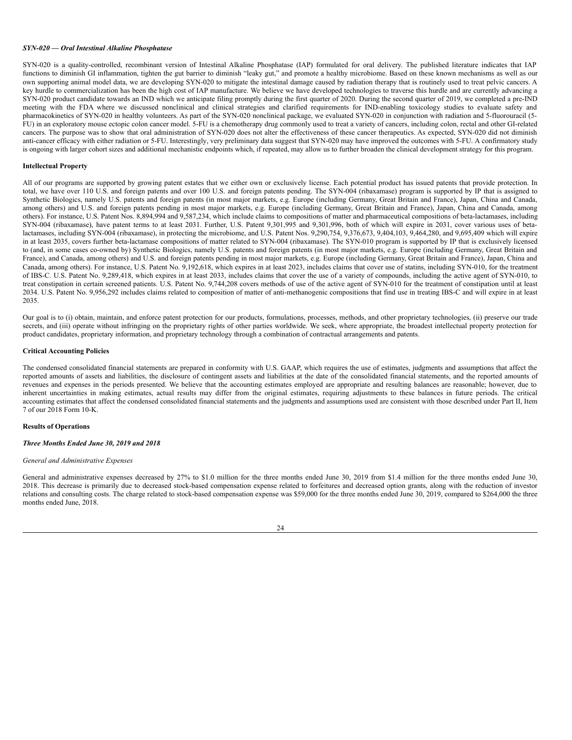***SYN-020 — Oral Intestinal Alkaline Phosphatase***

SYN-020 is a quality-controlled, recombinant version of Intestinal Alkaline Phosphatase (IAP) formulated for oral delivery. The published literature indicates that IAP functions to diminish GI inflammation, tighten the gut barrier to diminish "leaky gut," and promote a healthy microbiome. Based on these known mechanisms as well as our own supporting animal model data, we are developing SYN-020 to mitigate the intestinal damage caused by radiation therapy that is routinely used to treat pelvic cancers. A key hurdle to commercialization has been the high cost of IAP manufacture. We believe we have developed technologies to traverse this hurdle and are currently advancing a SYN-020 product candidate towards an IND which we anticipate filing promptly during the first quarter of 2020. During the second quarter of 2019, we completed a pre-IND meeting with the FDA where we discussed nonclinical and clinical strategies and clarified requirements for IND-enabling toxicology studies to evaluate safety and pharmacokinetics of SYN-020 in healthy volunteers. As part of the SYN-020 nonclinical package, we evaluated SYN-020 in conjunction with radiation and 5-fluorouracil (5-FU) in an exploratory mouse ectopic colon cancer model. 5-FU is a chemotherapy drug commonly used to treat a variety of cancers, including colon, rectal and other GI-related cancers. The purpose was to show that oral administration of SYN-020 does not alter the effectiveness of these cancer therapeutics. As expected, SYN-020 did not diminish anti-cancer efficacy with either radiation or 5-FU. Interestingly, very preliminary data suggest that SYN-020 may have improved the outcomes with 5-FU. A confirmatory study is ongoing with larger cohort sizes and additional mechanistic endpoints which, if repeated, may allow us to further broaden the clinical development strategy for this program.

**Intellectual Property**

All of our programs are supported by growing patent estates that we either own or exclusively license. Each potential product has issued patents that provide protection. In total, we have over 110 U.S. and foreign patents and over 100 U.S. and foreign patents pending. The SYN-004 (ribaxamase) program is supported by IP that is assigned to Synthetic Biologics, namely U.S. patents and foreign patents (in most major markets, e.g. Europe (including Germany, Great Britain and France), Japan, China and Canada, among others) and U.S. and foreign patents pending in most major markets, e.g. Europe (including Germany, Great Britain and France), Japan, China and Canada, among others). For instance, U.S. Patent Nos. 8,894,994 and 9,587,234, which include claims to compositions of matter and pharmaceutical compositions of beta-lactamases, including SYN-004 (ribaxamase), have patent terms to at least 2031. Further, U.S. Patent 9,301,995 and 9,301,996, both of which will expire in 2031, cover various uses of beta-lactamases, including SYN-004 (ribaxamase), in protecting the microbiome, and U.S. Patent Nos. 9,290,754, 9,376,673, 9,404,103, 9,464,280, and 9,695,409 which will expire in at least 2035, covers further beta-lactamase compositions of matter related to SYN-004 (ribaxamase). The SYN-010 program is supported by IP that is exclusively licensed to (and, in some cases co-owned by) Synthetic Biologics, namely U.S. patents and foreign patents (in most major markets, e.g. Europe (including Germany, Great Britain and France), and Canada, among others) and U.S. and foreign patents pending in most major markets, e.g. Europe (including Germany, Great Britain and France), Japan, China and Canada, among others). For instance, U.S. Patent No. 9,192,618, which expires in at least 2023, includes claims that cover use of statins, including SYN-010, for the treatment of IBS-C. U.S. Patent No. 9,289,418, which expires in at least 2033, includes claims that cover the use of a variety of compounds, including the active agent of SYN-010, to treat constipation in certain screened patients. U.S. Patent No. 9,744,208 covers methods of use of the active agent of SYN-010 for the treatment of constipation until at least 2034. U.S. Patent No. 9,956,292 includes claims related to composition of matter of anti-methanogenic compositions that find use in treating IBS-C and will expire in at least 2035.

Our goal is to (i) obtain, maintain, and enforce patent protection for our products, formulations, processes, methods, and other proprietary technologies, (ii) preserve our trade secrets, and (iii) operate without infringing on the proprietary rights of other parties worldwide. We seek, where appropriate, the broadest intellectual property protection for product candidates, proprietary information, and proprietary technology through a combination of contractual arrangements and patents.

**Critical Accounting Policies**

The condensed consolidated financial statements are prepared in conformity with U.S. GAAP, which requires the use of estimates, judgments and assumptions that affect the reported amounts of assets and liabilities, the disclosure of contingent assets and liabilities at the date of the consolidated financial statements, and the reported amounts of revenues and expenses in the periods presented. We believe that the accounting estimates employed are appropriate and resulting balances are reasonable; however, due to inherent uncertainties in making estimates, actual results may differ from the original estimates, requiring adjustments to these balances in future periods. The critical accounting estimates that affect the condensed consolidated financial statements and the judgments and assumptions used are consistent with those described under Part II, Item 7 of our 2018 Form 10-K.

**Results of Operations**

***Three Months Ended June 30, 2019 and 2018***

*General and Administrative Expenses*

General and administrative expenses decreased by 27% to $1.0 million for the three months ended June 30, 2019 from $1.4 million for the three months ended June 30, 2018. This decrease is primarily due to decreased stock-based compensation expense related to forfeitures and decreased option grants, along with the reduction of investor relations and consulting costs. The charge related to stock-based compensation expense was $59,000 for the three months ended June 30, 2019, compared to $264,000 the three months ended June, 2018.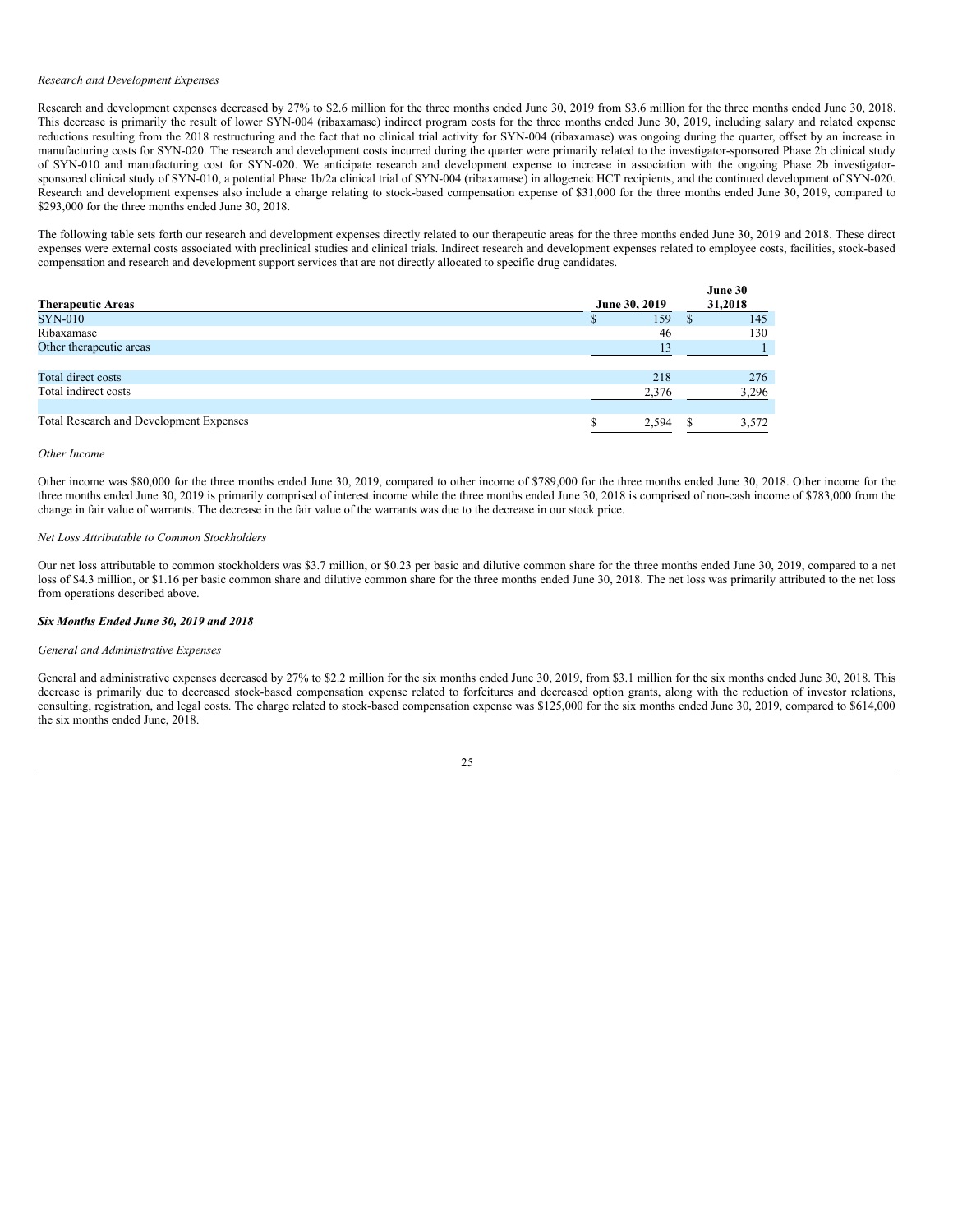*Research and Development Expenses*

Research and development expenses decreased by 27% to $2.6 million for the three months ended June 30, 2019 from $3.6 million for the three months ended June 30, 2018. This decrease is primarily the result of lower SYN-004 (ribaxamase) indirect program costs for the three months ended June 30, 2019, including salary and related expense reductions resulting from the 2018 restructuring and the fact that no clinical trial activity for SYN-004 (ribaxamase) was ongoing during the quarter, offset by an increase in manufacturing costs for SYN-020. The research and development costs incurred during the quarter were primarily related to the investigator-sponsored Phase 2b clinical study of SYN-010 and manufacturing cost for SYN-020. We anticipate research and development expense to increase in association with the ongoing Phase 2b investigator-sponsored clinical study of SYN-010, a potential Phase 1b/2a clinical trial of SYN-004 (ribaxamase) in allogeneic HCT recipients, and the continued development of SYN-020. Research and development expenses also include a charge relating to stock-based compensation expense of $31,000 for the three months ended June 30, 2019, compared to $293,000 for the three months ended June 30, 2018.

The following table sets forth our research and development expenses directly related to our therapeutic areas for the three months ended June 30, 2019 and 2018. These direct expenses were external costs associated with preclinical studies and clinical trials. Indirect research and development expenses related to employee costs, facilities, stock-based compensation and research and development support services that are not directly allocated to specific drug candidates.

| Therapeutic Areas | June 30, 2019 | June 30 31,2018 |
|---|---|---|
| SYN-010 | $ 159 | $ 145 |
| Ribaxamase | 46 | 130 |
| Other therapeutic areas | 13 | 1 |
| Total direct costs | 218 | 276 |
| Total indirect costs | 2,376 | 3,296 |
| Total Research and Development Expenses | $ 2,594 | $ 3,572 |

*Other Income*

Other income was $80,000 for the three months ended June 30, 2019, compared to other income of $789,000 for the three months ended June 30, 2018. Other income for the three months ended June 30, 2019 is primarily comprised of interest income while the three months ended June 30, 2018 is comprised of non-cash income of $783,000 from the change in fair value of warrants. The decrease in the fair value of the warrants was due to the decrease in our stock price.

*Net Loss Attributable to Common Stockholders*

Our net loss attributable to common stockholders was $3.7 million, or $0.23 per basic and dilutive common share for the three months ended June 30, 2019, compared to a net loss of $4.3 million, or $1.16 per basic common share and dilutive common share for the three months ended June 30, 2018. The net loss was primarily attributed to the net loss from operations described above.

***Six Months Ended June 30, 2019 and 2018***

*General and Administrative Expenses*

General and administrative expenses decreased by 27% to $2.2 million for the six months ended June 30, 2019, from $3.1 million for the six months ended June 30, 2018. This decrease is primarily due to decreased stock-based compensation expense related to forfeitures and decreased option grants, along with the reduction of investor relations, consulting, registration, and legal costs. The charge related to stock-based compensation expense was $125,000 for the six months ended June 30, 2019, compared to $614,000 the six months ended June, 2018.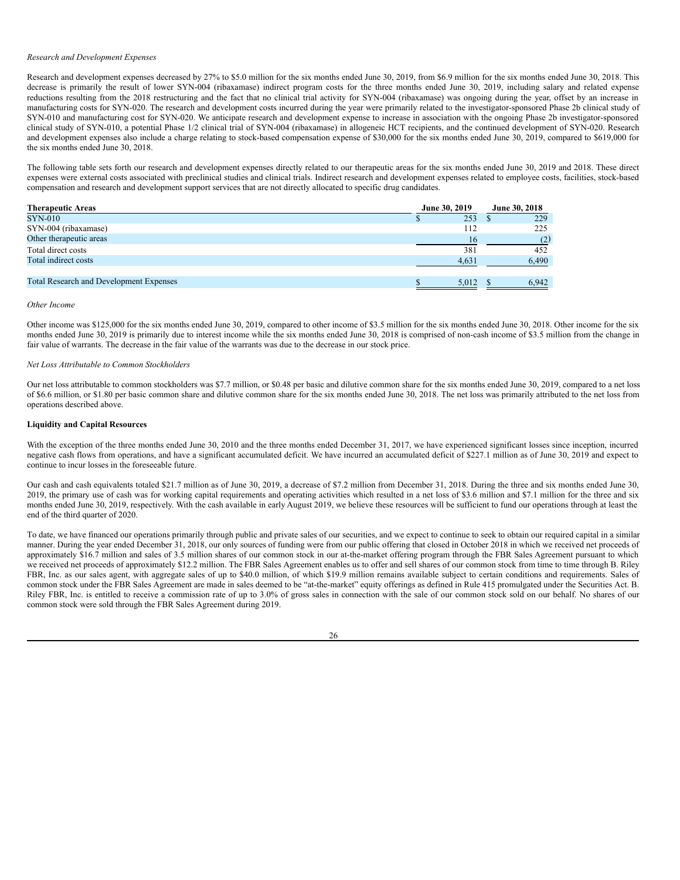*Research and Development Expenses*

Research and development expenses decreased by 27% to $5.0 million for the six months ended June 30, 2019, from $6.9 million for the six months ended June 30, 2018. This decrease is primarily the result of lower SYN-004 (ribaxamase) indirect program costs for the three months ended June 30, 2019, including salary and related expense reductions resulting from the 2018 restructuring and the fact that no clinical trial activity for SYN-004 (ribaxamase) was ongoing during the year, offset by an increase in manufacturing costs for SYN-020. The research and development costs incurred during the year were primarily related to the investigator-sponsored Phase 2b clinical study of SYN-010 and manufacturing cost for SYN-020. We anticipate research and development expense to increase in association with the ongoing Phase 2b investigator-sponsored clinical study of SYN-010, a potential Phase 1/2 clinical trial of SYN-004 (ribaxamase) in allogeneic HCT recipients, and the continued development of SYN-020. Research and development expenses also include a charge relating to stock-based compensation expense of $30,000 for the six months ended June 30, 2019, compared to $619,000 for the six months ended June 30, 2018.

The following table sets forth our research and development expenses directly related to our therapeutic areas for the six months ended June 30, 2019 and 2018. These direct expenses were external costs associated with preclinical studies and clinical trials. Indirect research and development expenses related to employee costs, facilities, stock-based compensation and research and development support services that are not directly allocated to specific drug candidates.

| Therapeutic Areas | June 30, 2019 | June 30, 2018 |
|---|---|---|
| SYN-010 | $ 253 | $ 229 |
| SYN-004 (ribaxamase) | 112 | 225 |
| Other therapeutic areas | 16 | (2) |
| Total direct costs | 381 | 452 |
| Total indirect costs | 4,631 | 6,490 |
| | | |
| Total Research and Development Expenses | $ 5,012 | $ 6,942 |

*Other Income*

Other income was $125,000 for the six months ended June 30, 2019, compared to other income of $3.5 million for the six months ended June 30, 2018. Other income for the six months ended June 30, 2019 is primarily due to interest income while the six months ended June 30, 2018 is comprised of non-cash income of $3.5 million from the change in fair value of warrants. The decrease in the fair value of the warrants was due to the decrease in our stock price.

*Net Loss Attributable to Common Stockholders*

Our net loss attributable to common stockholders was $7.7 million, or $0.48 per basic and dilutive common share for the six months ended June 30, 2019, compared to a net loss of $6.6 million, or $1.80 per basic common share and dilutive common share for the six months ended June 30, 2018. The net loss was primarily attributed to the net loss from operations described above.

**Liquidity and Capital Resources**

With the exception of the three months ended June 30, 2010 and the three months ended December 31, 2017, we have experienced significant losses since inception, incurred negative cash flows from operations, and have a significant accumulated deficit. We have incurred an accumulated deficit of $227.1 million as of June 30, 2019 and expect to continue to incur losses in the foreseeable future.

Our cash and cash equivalents totaled $21.7 million as of June 30, 2019, a decrease of $7.2 million from December 31, 2018. During the three and six months ended June 30, 2019, the primary use of cash was for working capital requirements and operating activities which resulted in a net loss of $3.6 million and $7.1 million for the three and six months ended June 30, 2019, respectively. With the cash available in early August 2019, we believe these resources will be sufficient to fund our operations through at least the end of the third quarter of 2020.

To date, we have financed our operations primarily through public and private sales of our securities, and we expect to continue to seek to obtain our required capital in a similar manner. During the year ended December 31, 2018, our only sources of funding were from our public offering that closed in October 2018 in which we received net proceeds of approximately $16.7 million and sales of 3.5 million shares of our common stock in our at-the-market offering program through the FBR Sales Agreement pursuant to which we received net proceeds of approximately $12.2 million. The FBR Sales Agreement enables us to offer and sell shares of our common stock from time to time through B. Riley FBR, Inc. as our sales agent, with aggregate sales of up to $40.0 million, of which $19.9 million remains available subject to certain conditions and requirements. Sales of common stock under the FBR Sales Agreement are made in sales deemed to be "at-the-market" equity offerings as defined in Rule 415 promulgated under the Securities Act. B. Riley FBR, Inc. is entitled to receive a commission rate of up to 3.0% of gross sales in connection with the sale of our common stock sold on our behalf. No shares of our common stock were sold through the FBR Sales Agreement during 2019.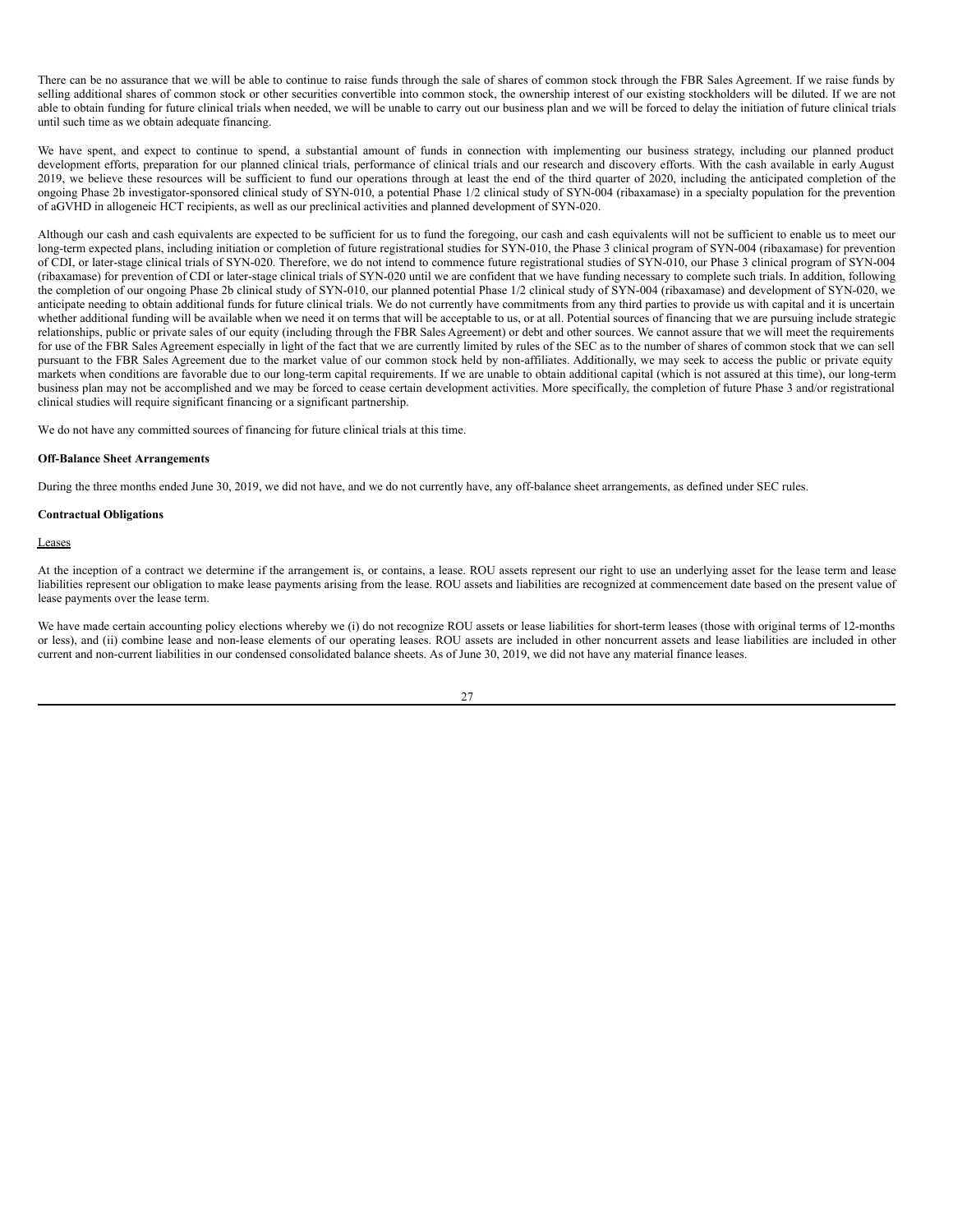There can be no assurance that we will be able to continue to raise funds through the sale of shares of common stock through the FBR Sales Agreement. If we raise funds by selling additional shares of common stock or other securities convertible into common stock, the ownership interest of our existing stockholders will be diluted. If we are not able to obtain funding for future clinical trials when needed, we will be unable to carry out our business plan and we will be forced to delay the initiation of future clinical trials until such time as we obtain adequate financing.

We have spent, and expect to continue to spend, a substantial amount of funds in connection with implementing our business strategy, including our planned product development efforts, preparation for our planned clinical trials, performance of clinical trials and our research and discovery efforts. With the cash available in early August 2019, we believe these resources will be sufficient to fund our operations through at least the end of the third quarter of 2020, including the anticipated completion of the ongoing Phase 2b investigator-sponsored clinical study of SYN-010, a potential Phase 1/2 clinical study of SYN-004 (ribaxamase) in a specialty population for the prevention of aGVHD in allogeneic HCT recipients, as well as our preclinical activities and planned development of SYN-020.

Although our cash and cash equivalents are expected to be sufficient for us to fund the foregoing, our cash and cash equivalents will not be sufficient to enable us to meet our long-term expected plans, including initiation or completion of future registrational studies for SYN-010, the Phase 3 clinical program of SYN-004 (ribaxamase) for prevention of CDI, or later-stage clinical trials of SYN-020. Therefore, we do not intend to commence future registrational studies of SYN-010, our Phase 3 clinical program of SYN-004 (ribaxamase) for prevention of CDI or later-stage clinical trials of SYN-020 until we are confident that we have funding necessary to complete such trials. In addition, following the completion of our ongoing Phase 2b clinical study of SYN-010, our planned potential Phase 1/2 clinical study of SYN-004 (ribaxamase) and development of SYN-020, we anticipate needing to obtain additional funds for future clinical trials. We do not currently have commitments from any third parties to provide us with capital and it is uncertain whether additional funding will be available when we need it on terms that will be acceptable to us, or at all. Potential sources of financing that we are pursuing include strategic relationships, public or private sales of our equity (including through the FBR Sales Agreement) or debt and other sources. We cannot assure that we will meet the requirements for use of the FBR Sales Agreement especially in light of the fact that we are currently limited by rules of the SEC as to the number of shares of common stock that we can sell pursuant to the FBR Sales Agreement due to the market value of our common stock held by non-affiliates. Additionally, we may seek to access the public or private equity markets when conditions are favorable due to our long-term capital requirements. If we are unable to obtain additional capital (which is not assured at this time), our long-term business plan may not be accomplished and we may be forced to cease certain development activities. More specifically, the completion of future Phase 3 and/or registrational clinical studies will require significant financing or a significant partnership.

We do not have any committed sources of financing for future clinical trials at this time.

**Off-Balance Sheet Arrangements**

During the three months ended June 30, 2019, we did not have, and we do not currently have, any off-balance sheet arrangements, as defined under SEC rules.

**Contractual Obligations**

Leases

At the inception of a contract we determine if the arrangement is, or contains, a lease. ROU assets represent our right to use an underlying asset for the lease term and lease liabilities represent our obligation to make lease payments arising from the lease. ROU assets and liabilities are recognized at commencement date based on the present value of lease payments over the lease term.

We have made certain accounting policy elections whereby we (i) do not recognize ROU assets or lease liabilities for short-term leases (those with original terms of 12-months or less), and (ii) combine lease and non-lease elements of our operating leases. ROU assets are included in other noncurrent assets and lease liabilities are included in other current and non-current liabilities in our condensed consolidated balance sheets. As of June 30, 2019, we did not have any material finance leases.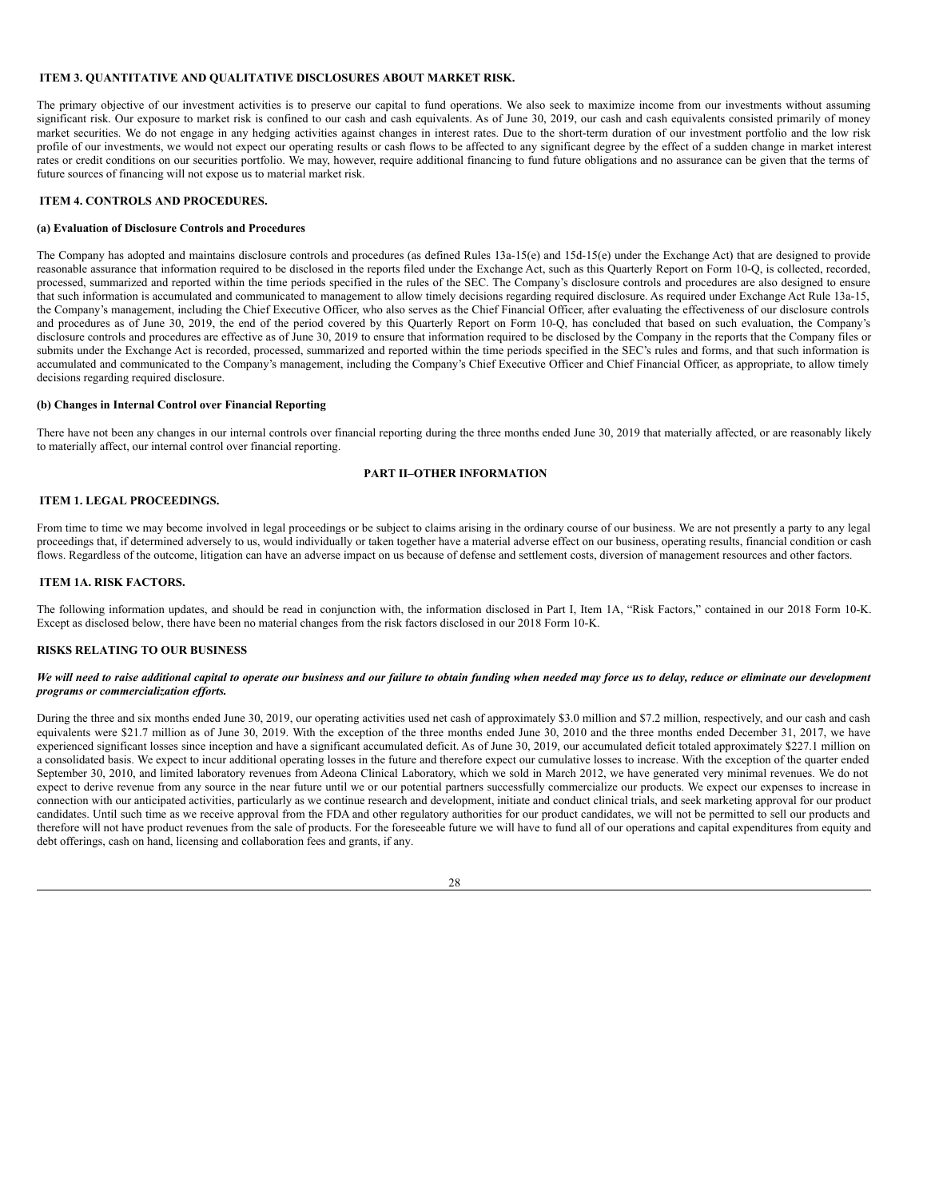## ITEM 3. QUANTITATIVE AND QUALITATIVE DISCLOSURES ABOUT MARKET RISK.

The primary objective of our investment activities is to preserve our capital to fund operations. We also seek to maximize income from our investments without assuming significant risk. Our exposure to market risk is confined to our cash and cash equivalents. As of June 30, 2019, our cash and cash equivalents consisted primarily of money market securities. We do not engage in any hedging activities against changes in interest rates. Due to the short-term duration of our investment portfolio and the low risk profile of our investments, we would not expect our operating results or cash flows to be affected to any significant degree by the effect of a sudden change in market interest rates or credit conditions on our securities portfolio. We may, however, require additional financing to fund future obligations and no assurance can be given that the terms of future sources of financing will not expose us to material market risk.

## ITEM 4. CONTROLS AND PROCEDURES.

### (a) Evaluation of Disclosure Controls and Procedures

The Company has adopted and maintains disclosure controls and procedures (as defined Rules 13a-15(e) and 15d-15(e) under the Exchange Act) that are designed to provide reasonable assurance that information required to be disclosed in the reports filed under the Exchange Act, such as this Quarterly Report on Form 10-Q, is collected, recorded, processed, summarized and reported within the time periods specified in the rules of the SEC. The Company's disclosure controls and procedures are also designed to ensure that such information is accumulated and communicated to management to allow timely decisions regarding required disclosure. As required under Exchange Act Rule 13a-15, the Company's management, including the Chief Executive Officer, who also serves as the Chief Financial Officer, after evaluating the effectiveness of our disclosure controls and procedures as of June 30, 2019, the end of the period covered by this Quarterly Report on Form 10-Q, has concluded that based on such evaluation, the Company's disclosure controls and procedures are effective as of June 30, 2019 to ensure that information required to be disclosed by the Company in the reports that the Company files or submits under the Exchange Act is recorded, processed, summarized and reported within the time periods specified in the SEC's rules and forms, and that such information is accumulated and communicated to the Company's management, including the Company's Chief Executive Officer and Chief Financial Officer, as appropriate, to allow timely decisions regarding required disclosure.

### (b) Changes in Internal Control over Financial Reporting

There have not been any changes in our internal controls over financial reporting during the three months ended June 30, 2019 that materially affected, or are reasonably likely to materially affect, our internal control over financial reporting.

# PART II–OTHER INFORMATION

## ITEM 1. LEGAL PROCEEDINGS.

From time to time we may become involved in legal proceedings or be subject to claims arising in the ordinary course of our business. We are not presently a party to any legal proceedings that, if determined adversely to us, would individually or taken together have a material adverse effect on our business, operating results, financial condition or cash flows. Regardless of the outcome, litigation can have an adverse impact on us because of defense and settlement costs, diversion of management resources and other factors.

## ITEM 1A. RISK FACTORS.

The following information updates, and should be read in conjunction with, the information disclosed in Part I, Item 1A, "Risk Factors," contained in our 2018 Form 10-K. Except as disclosed below, there have been no material changes from the risk factors disclosed in our 2018 Form 10-K.

### RISKS RELATING TO OUR BUSINESS

***We will need to raise additional capital to operate our business and our failure to obtain funding when needed may force us to delay, reduce or eliminate our development programs or commercialization efforts.***

During the three and six months ended June 30, 2019, our operating activities used net cash of approximately $3.0 million and $7.2 million, respectively, and our cash and cash equivalents were $21.7 million as of June 30, 2019. With the exception of the three months ended June 30, 2010 and the three months ended December 31, 2017, we have experienced significant losses since inception and have a significant accumulated deficit. As of June 30, 2019, our accumulated deficit totaled approximately $227.1 million on a consolidated basis. We expect to incur additional operating losses in the future and therefore expect our cumulative losses to increase. With the exception of the quarter ended September 30, 2010, and limited laboratory revenues from Adeona Clinical Laboratory, which we sold in March 2012, we have generated very minimal revenues. We do not expect to derive revenue from any source in the near future until we or our potential partners successfully commercialize our products. We expect our expenses to increase in connection with our anticipated activities, particularly as we continue research and development, initiate and conduct clinical trials, and seek marketing approval for our product candidates. Until such time as we receive approval from the FDA and other regulatory authorities for our product candidates, we will not be permitted to sell our products and therefore will not have product revenues from the sale of products. For the foreseeable future we will have to fund all of our operations and capital expenditures from equity and debt offerings, cash on hand, licensing and collaboration fees and grants, if any.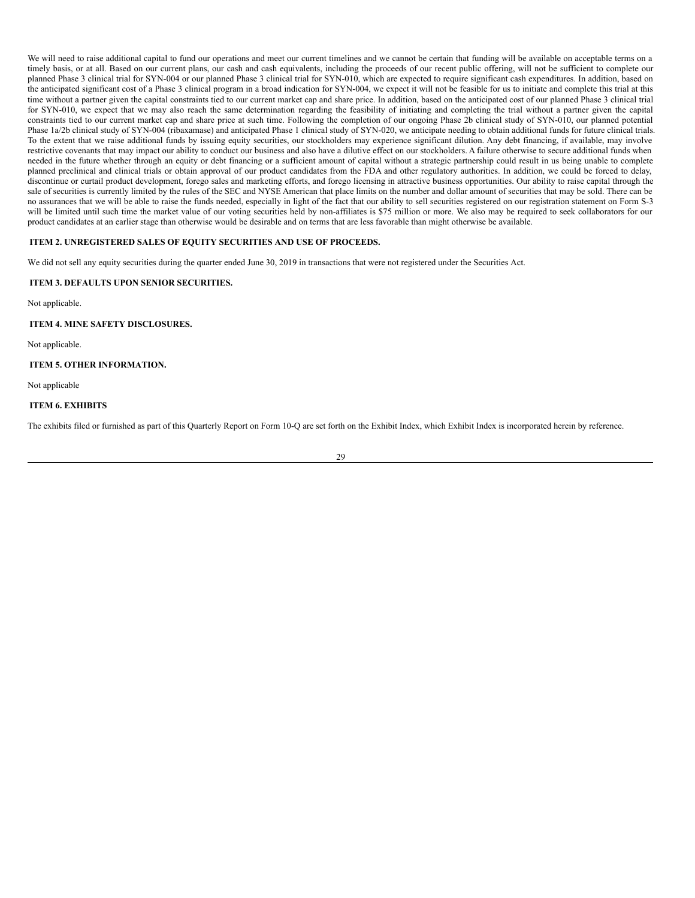We will need to raise additional capital to fund our operations and meet our current timelines and we cannot be certain that funding will be available on acceptable terms on a timely basis, or at all. Based on our current plans, our cash and cash equivalents, including the proceeds of our recent public offering, will not be sufficient to complete our planned Phase 3 clinical trial for SYN-004 or our planned Phase 3 clinical trial for SYN-010, which are expected to require significant cash expenditures. In addition, based on the anticipated significant cost of a Phase 3 clinical program in a broad indication for SYN-004, we expect it will not be feasible for us to initiate and complete this trial at this time without a partner given the capital constraints tied to our current market cap and share price. In addition, based on the anticipated cost of our planned Phase 3 clinical trial for SYN-010, we expect that we may also reach the same determination regarding the feasibility of initiating and completing the trial without a partner given the capital constraints tied to our current market cap and share price at such time. Following the completion of our ongoing Phase 2b clinical study of SYN-010, our planned potential Phase 1a/2b clinical study of SYN-004 (ribaxamase) and anticipated Phase 1 clinical study of SYN-020, we anticipate needing to obtain additional funds for future clinical trials. To the extent that we raise additional funds by issuing equity securities, our stockholders may experience significant dilution. Any debt financing, if available, may involve restrictive covenants that may impact our ability to conduct our business and also have a dilutive effect on our stockholders. A failure otherwise to secure additional funds when needed in the future whether through an equity or debt financing or a sufficient amount of capital without a strategic partnership could result in us being unable to complete planned preclinical and clinical trials or obtain approval of our product candidates from the FDA and other regulatory authorities. In addition, we could be forced to delay, discontinue or curtail product development, forego sales and marketing efforts, and forego licensing in attractive business opportunities. Our ability to raise capital through the sale of securities is currently limited by the rules of the SEC and NYSE American that place limits on the number and dollar amount of securities that may be sold. There can be no assurances that we will be able to raise the funds needed, especially in light of the fact that our ability to sell securities registered on our registration statement on Form S-3 will be limited until such time the market value of our voting securities held by non-affiliates is $75 million or more. We also may be required to seek collaborators for our product candidates at an earlier stage than otherwise would be desirable and on terms that are less favorable than might otherwise be available.

## ITEM 2. UNREGISTERED SALES OF EQUITY SECURITIES AND USE OF PROCEEDS.

We did not sell any equity securities during the quarter ended June 30, 2019 in transactions that were not registered under the Securities Act.

## ITEM 3. DEFAULTS UPON SENIOR SECURITIES.

Not applicable.

## ITEM 4. MINE SAFETY DISCLOSURES.

Not applicable.

## ITEM 5. OTHER INFORMATION.

Not applicable

## ITEM 6. EXHIBITS

The exhibits filed or furnished as part of this Quarterly Report on Form 10-Q are set forth on the Exhibit Index, which Exhibit Index is incorporated herein by reference.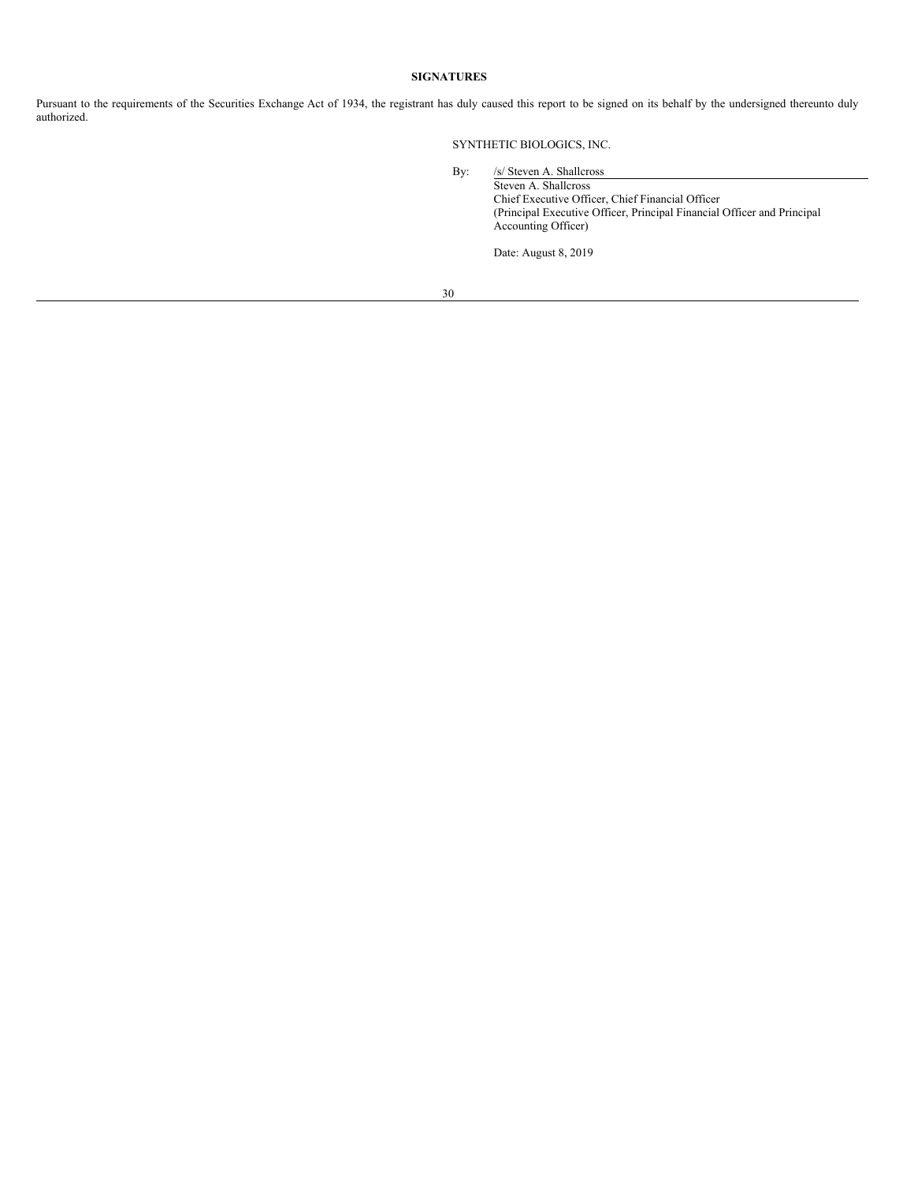**SIGNATURES**

Pursuant to the requirements of the Securities Exchange Act of 1934, the registrant has duly caused this report to be signed on its behalf by the undersigned thereunto duly authorized.

SYNTHETIC BIOLOGICS, INC.

By: /s/ Steven A. Shallcross

Steven A. Shallcross
Chief Executive Officer, Chief Financial Officer
(Principal Executive Officer, Principal Financial Officer and Principal Accounting Officer)

Date: August 8, 2019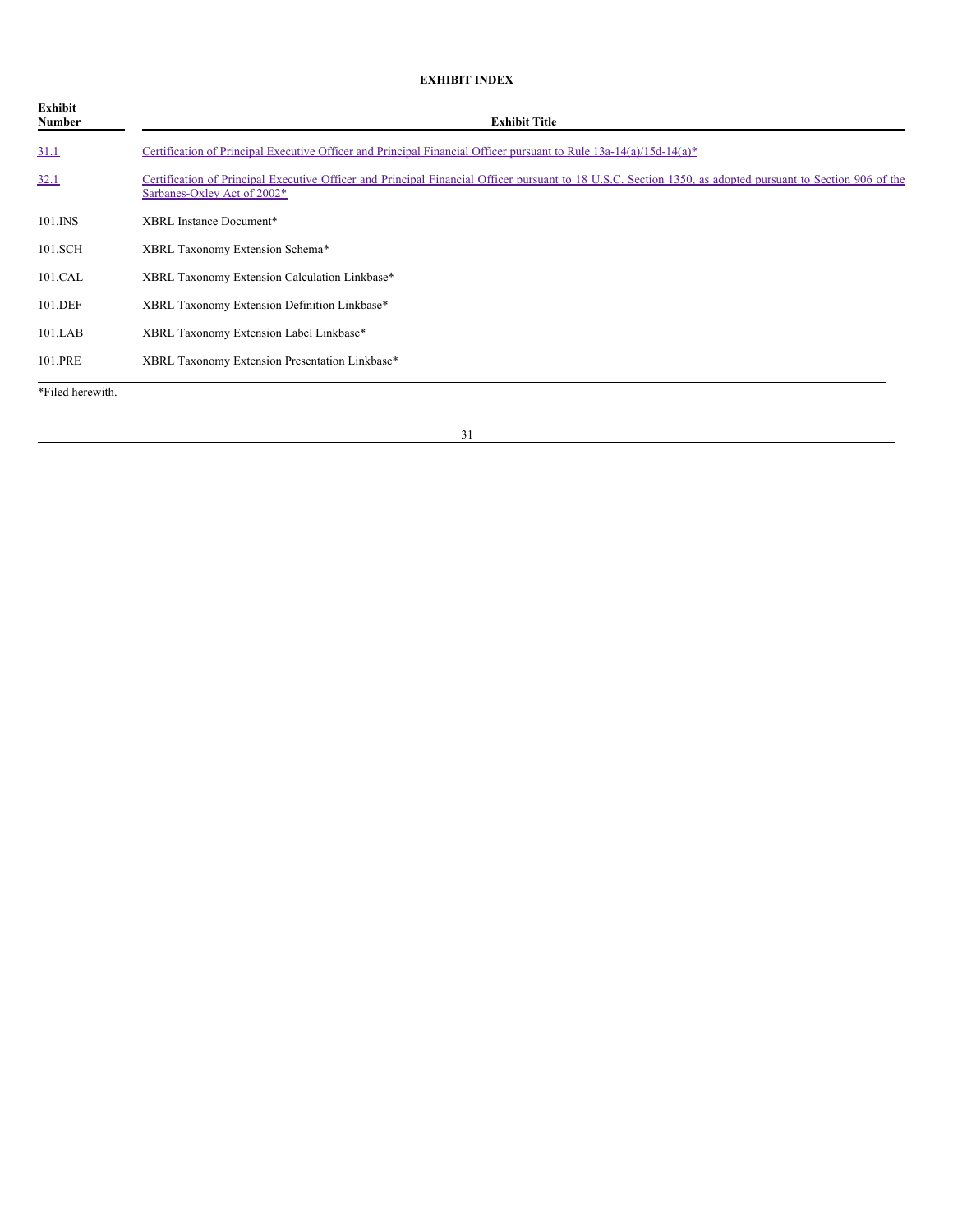**EXHIBIT INDEX**

| Exhibit Number | Exhibit Title |
|---|---|
| 31.1 | Certification of Principal Executive Officer and Principal Financial Officer pursuant to Rule 13a-14(a)/15d-14(a)* |
| 32.1 | Certification of Principal Executive Officer and Principal Financial Officer pursuant to 18 U.S.C. Section 1350, as adopted pursuant to Section 906 of the Sarbanes-Oxley Act of 2002* |
| 101.INS | XBRL Instance Document* |
| 101.SCH | XBRL Taxonomy Extension Schema* |
| 101.CAL | XBRL Taxonomy Extension Calculation Linkbase* |
| 101.DEF | XBRL Taxonomy Extension Definition Linkbase* |
| 101.LAB | XBRL Taxonomy Extension Label Linkbase* |
| 101.PRE | XBRL Taxonomy Extension Presentation Linkbase* |

*Filed herewith.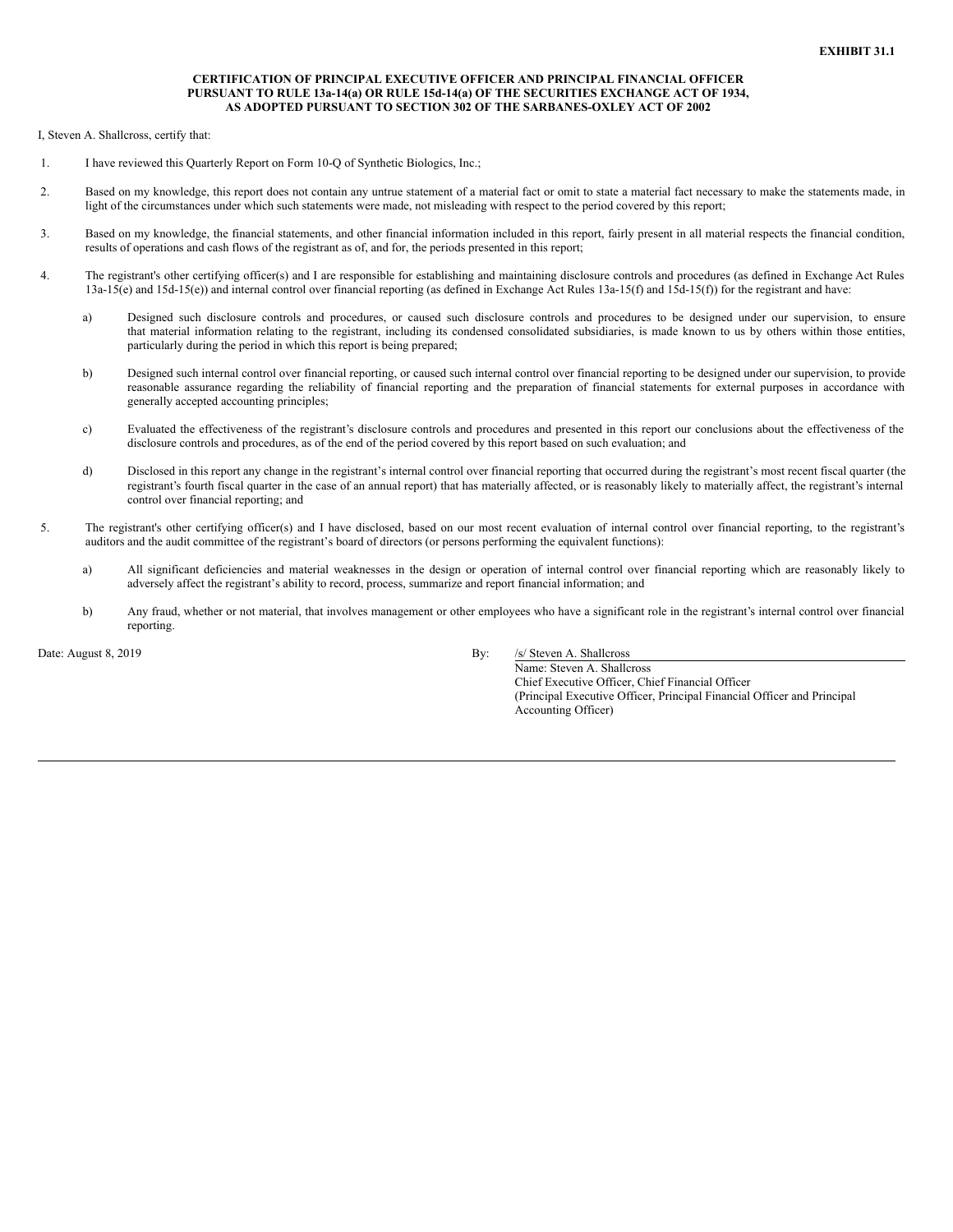**EXHIBIT 31.1**

**CERTIFICATION OF PRINCIPAL EXECUTIVE OFFICER AND PRINCIPAL FINANCIAL OFFICER PURSUANT TO RULE 13a-14(a) OR RULE 15d-14(a) OF THE SECURITIES EXCHANGE ACT OF 1934, AS ADOPTED PURSUANT TO SECTION 302 OF THE SARBANES-OXLEY ACT OF 2002**

I, Steven A. Shallcross, certify that:

1. I have reviewed this Quarterly Report on Form 10-Q of Synthetic Biologics, Inc.;

2. Based on my knowledge, this report does not contain any untrue statement of a material fact or omit to state a material fact necessary to make the statements made, in light of the circumstances under which such statements were made, not misleading with respect to the period covered by this report;

3. Based on my knowledge, the financial statements, and other financial information included in this report, fairly present in all material respects the financial condition, results of operations and cash flows of the registrant as of, and for, the periods presented in this report;

4. The registrant's other certifying officer(s) and I are responsible for establishing and maintaining disclosure controls and procedures (as defined in Exchange Act Rules 13a-15(e) and 15d-15(e)) and internal control over financial reporting (as defined in Exchange Act Rules 13a-15(f) and 15d-15(f)) for the registrant and have:

   a) Designed such disclosure controls and procedures, or caused such disclosure controls and procedures to be designed under our supervision, to ensure that material information relating to the registrant, including its condensed consolidated subsidiaries, is made known to us by others within those entities, particularly during the period in which this report is being prepared;

   b) Designed such internal control over financial reporting, or caused such internal control over financial reporting to be designed under our supervision, to provide reasonable assurance regarding the reliability of financial reporting and the preparation of financial statements for external purposes in accordance with generally accepted accounting principles;

   c) Evaluated the effectiveness of the registrant’s disclosure controls and procedures and presented in this report our conclusions about the effectiveness of the disclosure controls and procedures, as of the end of the period covered by this report based on such evaluation; and

   d) Disclosed in this report any change in the registrant’s internal control over financial reporting that occurred during the registrant’s most recent fiscal quarter (the registrant’s fourth fiscal quarter in the case of an annual report) that has materially affected, or is reasonably likely to materially affect, the registrant’s internal control over financial reporting; and

5. The registrant's other certifying officer(s) and I have disclosed, based on our most recent evaluation of internal control over financial reporting, to the registrant’s auditors and the audit committee of the registrant’s board of directors (or persons performing the equivalent functions):

   a) All significant deficiencies and material weaknesses in the design or operation of internal control over financial reporting which are reasonably likely to adversely affect the registrant’s ability to record, process, summarize and report financial information; and

   b) Any fraud, whether or not material, that involves management or other employees who have a significant role in the registrant’s internal control over financial reporting.

Date: August 8, 2019

By: /s/ Steven A. Shallcross
Name: Steven A. Shallcross
Chief Executive Officer, Chief Financial Officer
(Principal Executive Officer, Principal Financial Officer and Principal Accounting Officer)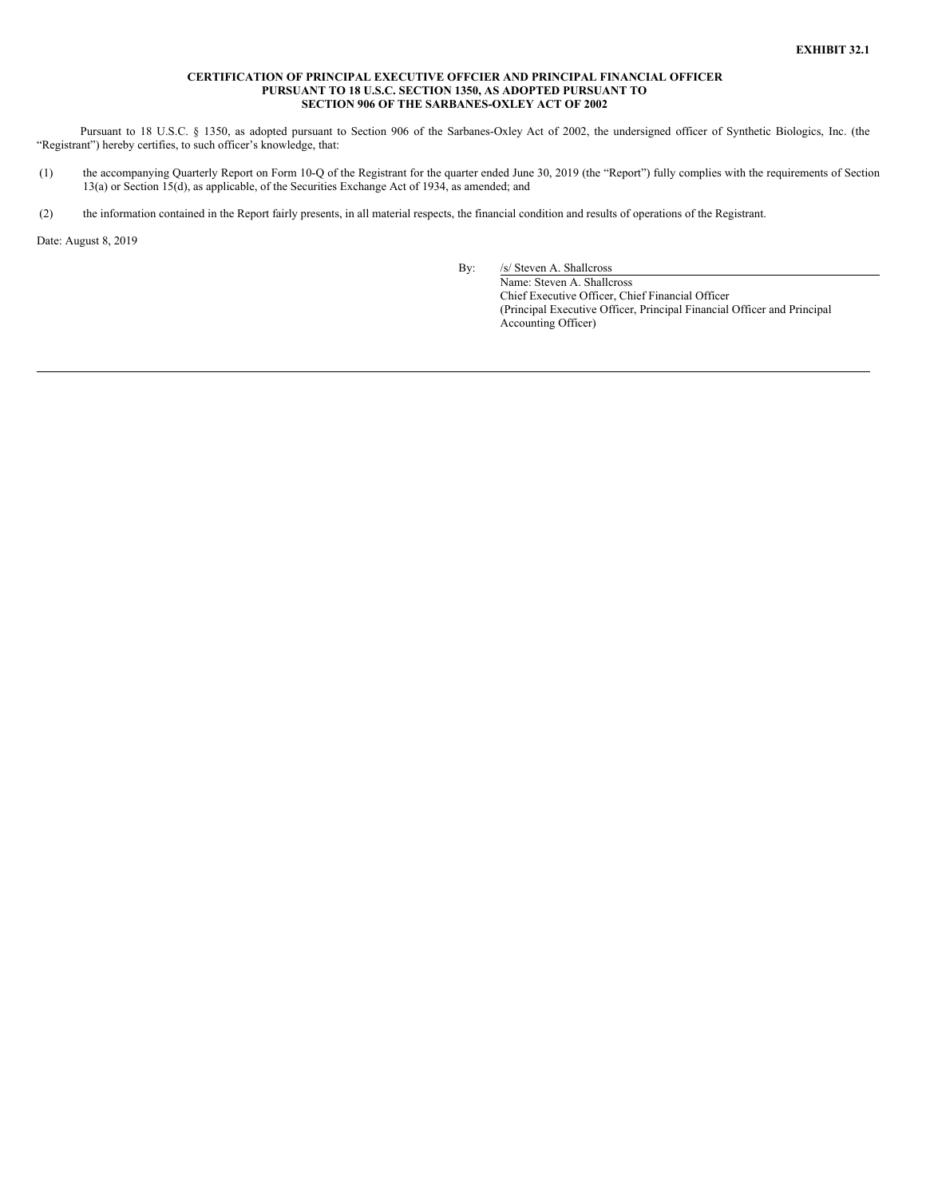**EXHIBIT 32.1**

**CERTIFICATION OF PRINCIPAL EXECUTIVE OFFCIER AND PRINCIPAL FINANCIAL OFFICER PURSUANT TO 18 U.S.C. SECTION 1350, AS ADOPTED PURSUANT TO SECTION 906 OF THE SARBANES-OXLEY ACT OF 2002**

Pursuant to 18 U.S.C. § 1350, as adopted pursuant to Section 906 of the Sarbanes-Oxley Act of 2002, the undersigned officer of Synthetic Biologics, Inc. (the "Registrant") hereby certifies, to such officer's knowledge, that:

(1) the accompanying Quarterly Report on Form 10-Q of the Registrant for the quarter ended June 30, 2019 (the "Report") fully complies with the requirements of Section 13(a) or Section 15(d), as applicable, of the Securities Exchange Act of 1934, as amended; and

(2) the information contained in the Report fairly presents, in all material respects, the financial condition and results of operations of the Registrant.

Date: August 8, 2019

By: /s/ Steven A. Shallcross
Name: Steven A. Shallcross
Chief Executive Officer, Chief Financial Officer
(Principal Executive Officer, Principal Financial Officer and Principal Accounting Officer)